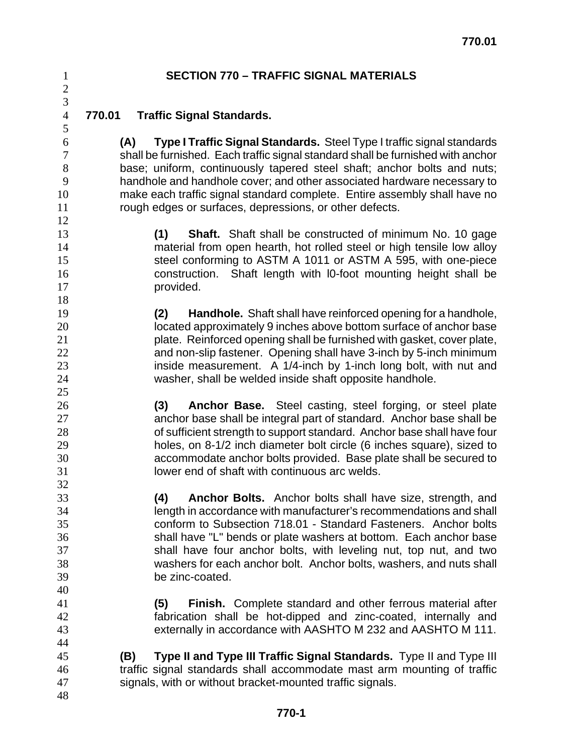# SECTION 770 – TRAFFIC SIGNAL MATERIALS

## 770.01 Traffic Signal Standards.

**(A) Type I Traffic Signal Standards.** Steel Type I traffic signal standards shall be furnished. Each traffic signal standard shall be furnished with anchor base; uniform, continuously tapered steel shaft; anchor bolts and nuts; handhole and handhole cover; and other associated hardware necessary to make each traffic signal standard complete. Entire assembly shall have no rough edges or surfaces, depressions, or other defects.

**(1) Shaft.** Shaft shall be constructed of minimum No. 10 gage material from open hearth, hot rolled steel or high tensile low alloy steel conforming to ASTM A 1011 or ASTM A 595, with one-piece construction. Shaft length with l0-foot mounting height shall be provided.

**(2) Handhole.** Shaft shall have reinforced opening for a handhole, located approximately 9 inches above bottom surface of anchor base plate. Reinforced opening shall be furnished with gasket, cover plate, and non-slip fastener. Opening shall have 3-inch by 5-inch minimum inside measurement. A 1/4-inch by 1-inch long bolt, with nut and washer, shall be welded inside shaft opposite handhole.

**(3) Anchor Base.** Steel casting, steel forging, or steel plate anchor base shall be integral part of standard. Anchor base shall be of sufficient strength to support standard. Anchor base shall have four holes, on 8-1/2 inch diameter bolt circle (6 inches square), sized to accommodate anchor bolts provided. Base plate shall be secured to lower end of shaft with continuous arc welds.

**(4) Anchor Bolts.** Anchor bolts shall have size, strength, and length in accordance with manufacturer's recommendations and shall conform to Subsection 718.01 - Standard Fasteners. Anchor bolts shall have "L" bends or plate washers at bottom. Each anchor base shall have four anchor bolts, with leveling nut, top nut, and two washers for each anchor bolt. Anchor bolts, washers, and nuts shall be zinc-coated.

**(5) Finish.** Complete standard and other ferrous material after fabrication shall be hot-dipped and zinc-coated, internally and externally in accordance with AASHTO M 232 and AASHTO M 111.

**(B) Type II and Type III Traffic Signal Standards.** Type II and Type III traffic signal standards shall accommodate mast arm mounting of traffic signals, with or without bracket-mounted traffic signals.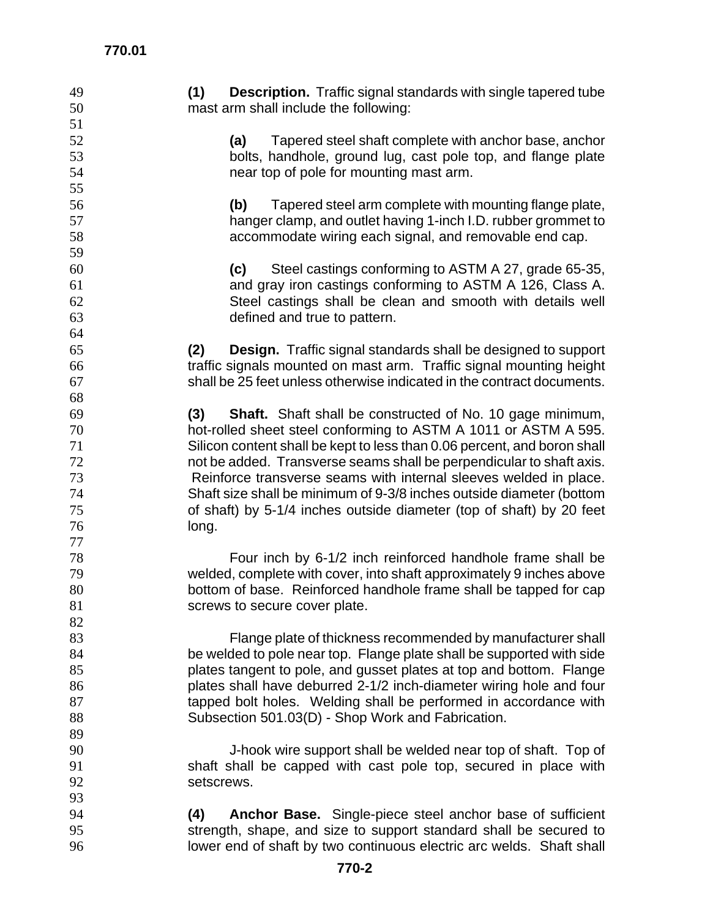**(1) Description.** Traffic signal standards with single tapered tube mast arm shall include the following:

**(a)** Tapered steel shaft complete with anchor base, anchor bolts, handhole, ground lug, cast pole top, and flange plate near top of pole for mounting mast arm.

**(b)** Tapered steel arm complete with mounting flange plate, hanger clamp, and outlet having 1-inch I.D. rubber grommet to accommodate wiring each signal, and removable end cap.

**(c)** Steel castings conforming to ASTM A 27, grade 65-35, and gray iron castings conforming to ASTM A 126, Class A. Steel castings shall be clean and smooth with details well defined and true to pattern.

**(2) Design.** Traffic signal standards shall be designed to support traffic signals mounted on mast arm. Traffic signal mounting height shall be 25 feet unless otherwise indicated in the contract documents.

**(3) Shaft.** Shaft shall be constructed of No. 10 gage minimum, hot-rolled sheet steel conforming to ASTM A 1011 or ASTM A 595. Silicon content shall be kept to less than 0.06 percent, and boron shall not be added. Transverse seams shall be perpendicular to shaft axis. Reinforce transverse seams with internal sleeves welded in place. Shaft size shall be minimum of 9-3/8 inches outside diameter (bottom of shaft) by 5-1/4 inches outside diameter (top of shaft) by 20 feet long.

Four inch by 6-1/2 inch reinforced handhole frame shall be welded, complete with cover, into shaft approximately 9 inches above bottom of base. Reinforced handhole frame shall be tapped for cap screws to secure cover plate.

Flange plate of thickness recommended by manufacturer shall be welded to pole near top. Flange plate shall be supported with side plates tangent to pole, and gusset plates at top and bottom. Flange plates shall have deburred 2-1/2 inch-diameter wiring hole and four tapped bolt holes. Welding shall be performed in accordance with Subsection 501.03(D) - Shop Work and Fabrication.

J-hook wire support shall be welded near top of shaft. Top of shaft shall be capped with cast pole top, secured in place with setscrews.

**(4) Anchor Base.** Single-piece steel anchor base of sufficient strength, shape, and size to support standard shall be secured to lower end of shaft by two continuous electric arc welds. Shaft shall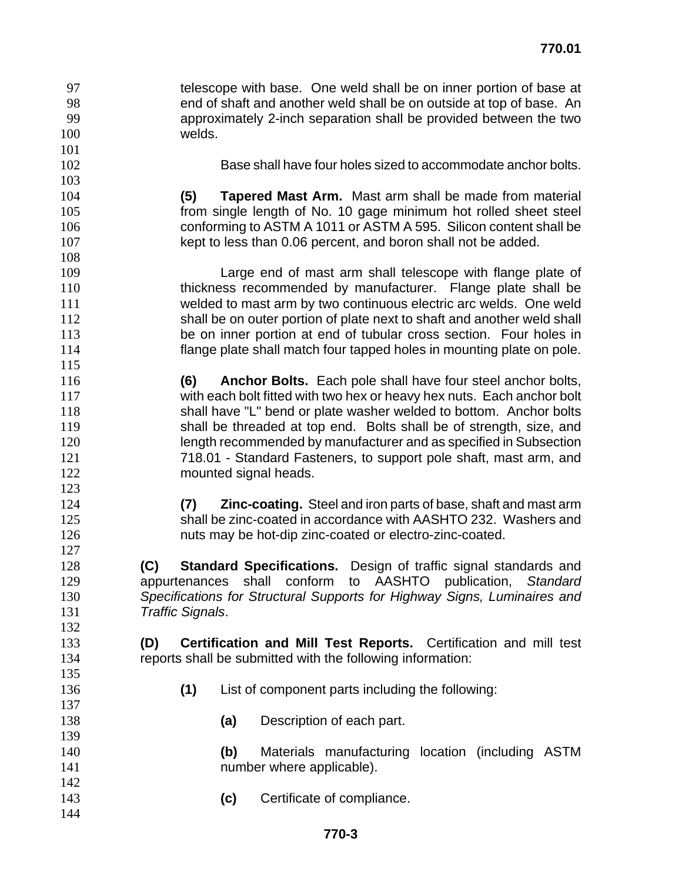telescope with base. One weld shall be on inner portion of base at end of shaft and another weld shall be on outside at top of base. An approximately 2-inch separation shall be provided between the two welds.

Base shall have four holes sized to accommodate anchor bolts.

**(5) Tapered Mast Arm.** Mast arm shall be made from material from single length of No. 10 gage minimum hot rolled sheet steel conforming to ASTM A 1011 or ASTM A 595. Silicon content shall be kept to less than 0.06 percent, and boron shall not be added.

Large end of mast arm shall telescope with flange plate of thickness recommended by manufacturer. Flange plate shall be welded to mast arm by two continuous electric arc welds. One weld shall be on outer portion of plate next to shaft and another weld shall be on inner portion at end of tubular cross section. Four holes in flange plate shall match four tapped holes in mounting plate on pole.

**(6) Anchor Bolts.** Each pole shall have four steel anchor bolts, with each bolt fitted with two hex or heavy hex nuts. Each anchor bolt shall have "L" bend or plate washer welded to bottom. Anchor bolts shall be threaded at top end. Bolts shall be of strength, size, and length recommended by manufacturer and as specified in Subsection 718.01 - Standard Fasteners, to support pole shaft, mast arm, and mounted signal heads.

**(7) Zinc-coating.** Steel and iron parts of base, shaft and mast arm shall be zinc-coated in accordance with AASHTO 232. Washers and nuts may be hot-dip zinc-coated or electro-zinc-coated.

**(C) Standard Specifications.** Design of traffic signal standards and appurtenances shall conform to AASHTO publication, *Standard Specifications for Structural Supports for Highway Signs, Luminaires and Traffic Signals*.

**(D) Certification and Mill Test Reports.** Certification and mill test reports shall be submitted with the following information:

**(1)** List of component parts including the following:

**(a)** Description of each part.

**(b)** Materials manufacturing location (including ASTM number where applicable).

**(c)** Certificate of compliance.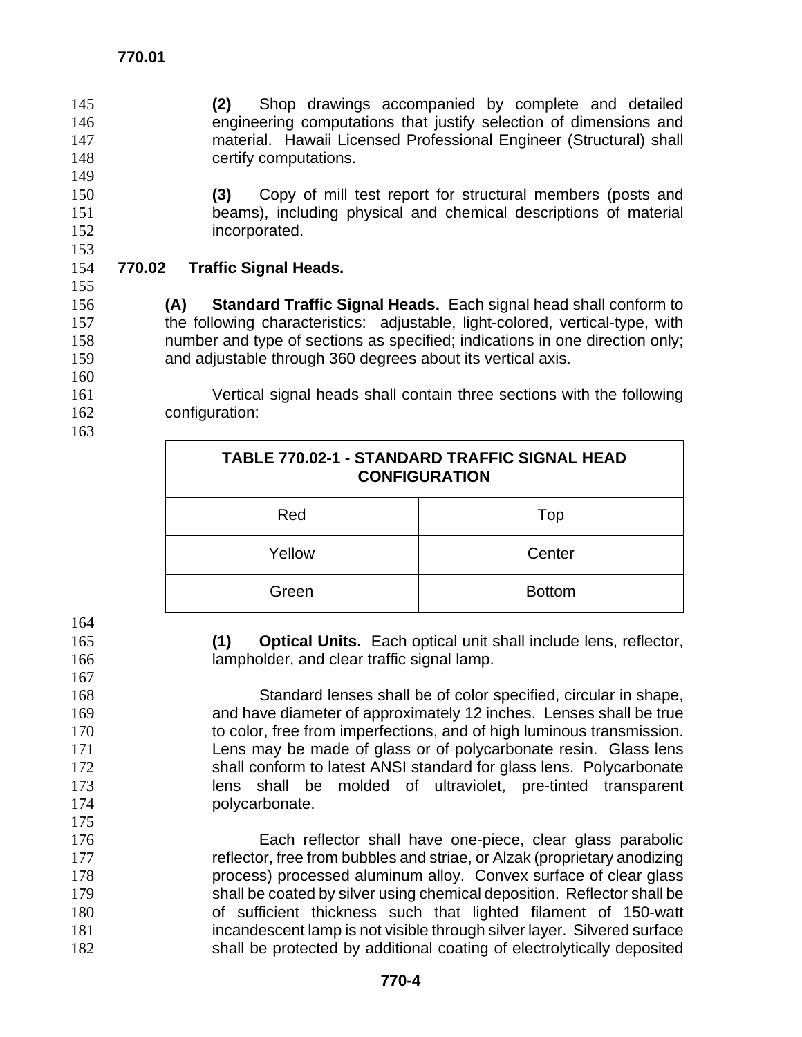**(2)** Shop drawings accompanied by complete and detailed engineering computations that justify selection of dimensions and material. Hawaii Licensed Professional Engineer (Structural) shall certify computations.

**(3)** Copy of mill test report for structural members (posts and beams), including physical and chemical descriptions of material incorporated.

## 770.02 Traffic Signal Heads.

**(A) Standard Traffic Signal Heads.** Each signal head shall conform to the following characteristics: adjustable, light-colored, vertical-type, with number and type of sections as specified; indications in one direction only; and adjustable through 360 degrees about its vertical axis.

Vertical signal heads shall contain three sections with the following configuration:

| TABLE 770.02-1 - STANDARD TRAFFIC SIGNAL HEAD CONFIGURATION | |
|---|---|
| Red | Top |
| Yellow | Center |
| Green | Bottom |

**(1) Optical Units.** Each optical unit shall include lens, reflector, lampholder, and clear traffic signal lamp.

Standard lenses shall be of color specified, circular in shape, and have diameter of approximately 12 inches. Lenses shall be true to color, free from imperfections, and of high luminous transmission. Lens may be made of glass or of polycarbonate resin. Glass lens shall conform to latest ANSI standard for glass lens. Polycarbonate lens shall be molded of ultraviolet, pre-tinted transparent polycarbonate.

Each reflector shall have one-piece, clear glass parabolic reflector, free from bubbles and striae, or Alzak (proprietary anodizing process) processed aluminum alloy. Convex surface of clear glass shall be coated by silver using chemical deposition. Reflector shall be of sufficient thickness such that lighted filament of 150-watt incandescent lamp is not visible through silver layer. Silvered surface shall be protected by additional coating of electrolytically deposited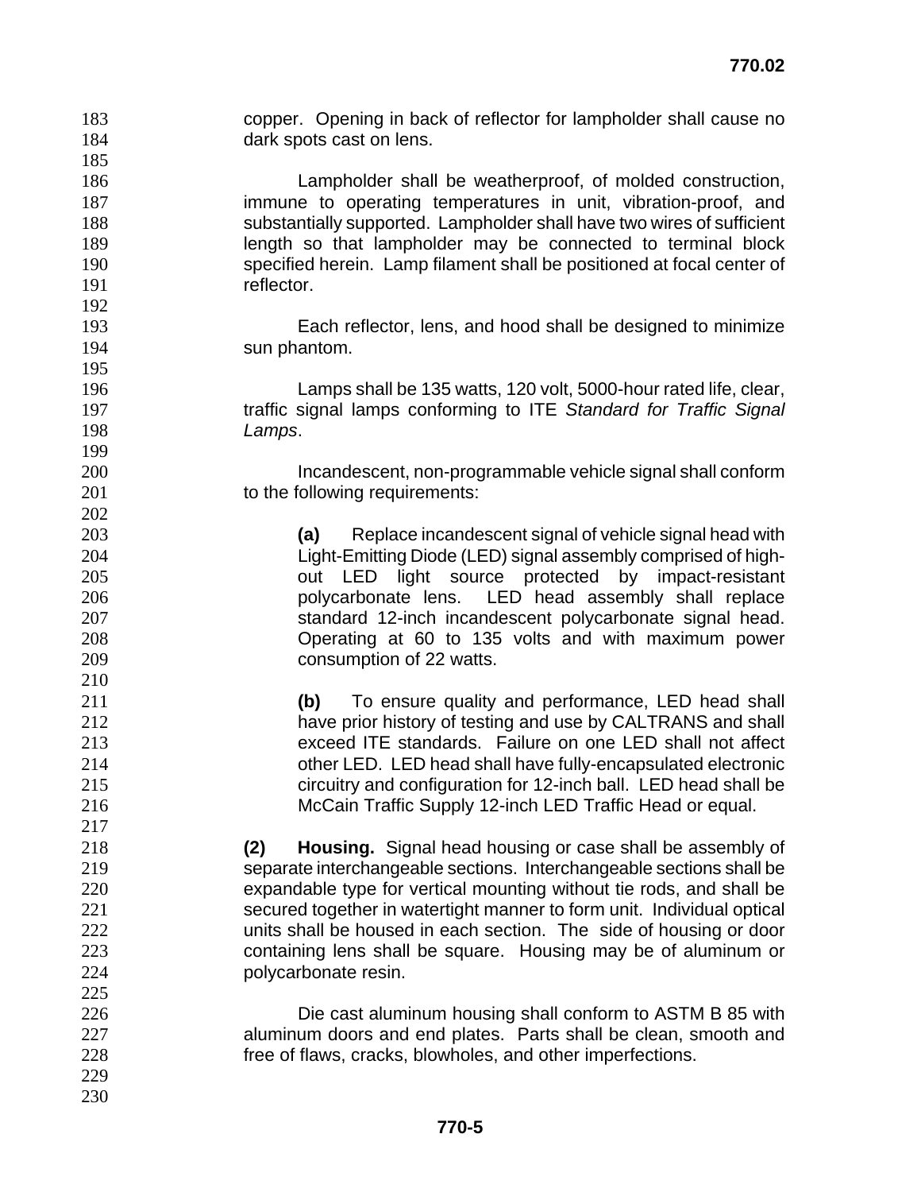copper. Opening in back of reflector for lampholder shall cause no dark spots cast on lens.

Lampholder shall be weatherproof, of molded construction, immune to operating temperatures in unit, vibration-proof, and substantially supported. Lampholder shall have two wires of sufficient length so that lampholder may be connected to terminal block specified herein. Lamp filament shall be positioned at focal center of reflector.

Each reflector, lens, and hood shall be designed to minimize sun phantom.

Lamps shall be 135 watts, 120 volt, 5000-hour rated life, clear, traffic signal lamps conforming to ITE *Standard for Traffic Signal Lamps*.

Incandescent, non-programmable vehicle signal shall conform to the following requirements:

**(a)** Replace incandescent signal of vehicle signal head with Light-Emitting Diode (LED) signal assembly comprised of high-out LED light source protected by impact-resistant polycarbonate lens. LED head assembly shall replace standard 12-inch incandescent polycarbonate signal head. Operating at 60 to 135 volts and with maximum power consumption of 22 watts.

**(b)** To ensure quality and performance, LED head shall have prior history of testing and use by CALTRANS and shall exceed ITE standards. Failure on one LED shall not affect other LED. LED head shall have fully-encapsulated electronic circuitry and configuration for 12-inch ball. LED head shall be McCain Traffic Supply 12-inch LED Traffic Head or equal.

**(2) Housing.** Signal head housing or case shall be assembly of separate interchangeable sections. Interchangeable sections shall be expandable type for vertical mounting without tie rods, and shall be secured together in watertight manner to form unit. Individual optical units shall be housed in each section. The side of housing or door containing lens shall be square. Housing may be of aluminum or polycarbonate resin.

Die cast aluminum housing shall conform to ASTM B 85 with aluminum doors and end plates. Parts shall be clean, smooth and free of flaws, cracks, blowholes, and other imperfections.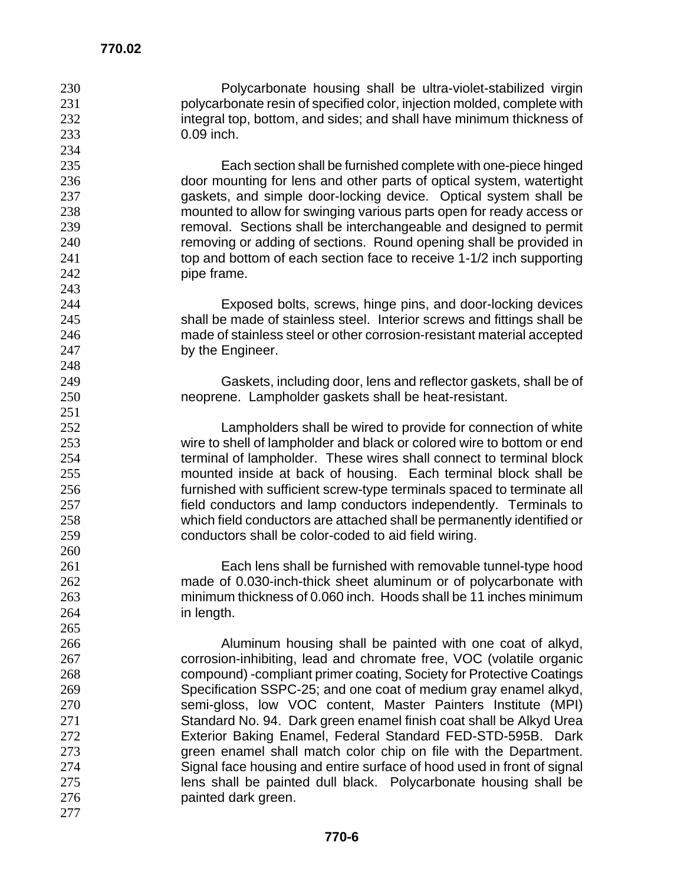Polycarbonate housing shall be ultra-violet-stabilized virgin polycarbonate resin of specified color, injection molded, complete with integral top, bottom, and sides; and shall have minimum thickness of 0.09 inch.

Each section shall be furnished complete with one-piece hinged door mounting for lens and other parts of optical system, watertight gaskets, and simple door-locking device. Optical system shall be mounted to allow for swinging various parts open for ready access or removal. Sections shall be interchangeable and designed to permit removing or adding of sections. Round opening shall be provided in top and bottom of each section face to receive 1-1/2 inch supporting pipe frame.

Exposed bolts, screws, hinge pins, and door-locking devices shall be made of stainless steel. Interior screws and fittings shall be made of stainless steel or other corrosion-resistant material accepted by the Engineer.

Gaskets, including door, lens and reflector gaskets, shall be of neoprene. Lampholder gaskets shall be heat-resistant.

Lampholders shall be wired to provide for connection of white wire to shell of lampholder and black or colored wire to bottom or end terminal of lampholder. These wires shall connect to terminal block mounted inside at back of housing. Each terminal block shall be furnished with sufficient screw-type terminals spaced to terminate all field conductors and lamp conductors independently. Terminals to which field conductors are attached shall be permanently identified or conductors shall be color-coded to aid field wiring.

Each lens shall be furnished with removable tunnel-type hood made of 0.030-inch-thick sheet aluminum or of polycarbonate with minimum thickness of 0.060 inch. Hoods shall be 11 inches minimum in length.

Aluminum housing shall be painted with one coat of alkyd, corrosion-inhibiting, lead and chromate free, VOC (volatile organic compound) -compliant primer coating, Society for Protective Coatings Specification SSPC-25; and one coat of medium gray enamel alkyd, semi-gloss, low VOC content, Master Painters Institute (MPI) Standard No. 94. Dark green enamel finish coat shall be Alkyd Urea Exterior Baking Enamel, Federal Standard FED-STD-595B. Dark green enamel shall match color chip on file with the Department. Signal face housing and entire surface of hood used in front of signal lens shall be painted dull black. Polycarbonate housing shall be painted dark green.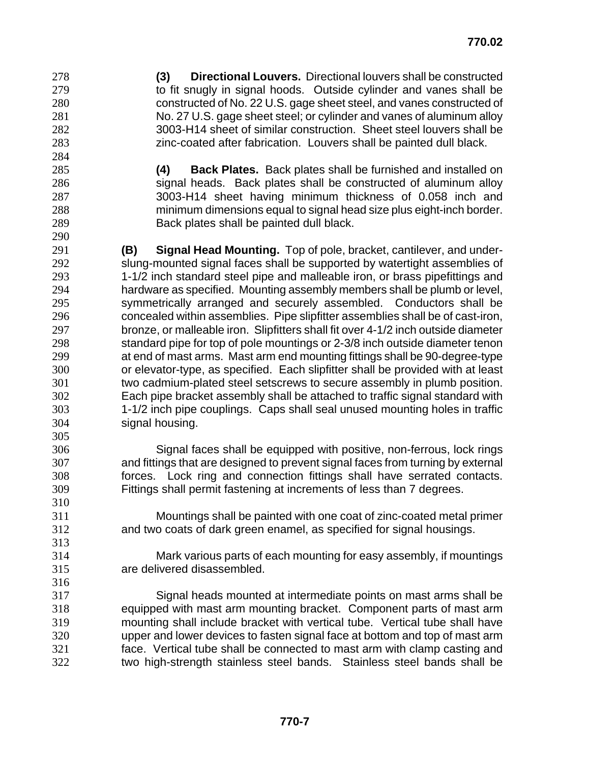**(3) Directional Louvers.** Directional louvers shall be constructed to fit snugly in signal hoods. Outside cylinder and vanes shall be constructed of No. 22 U.S. gage sheet steel, and vanes constructed of No. 27 U.S. gage sheet steel; or cylinder and vanes of aluminum alloy 3003-H14 sheet of similar construction. Sheet steel louvers shall be zinc-coated after fabrication. Louvers shall be painted dull black.

**(4) Back Plates.** Back plates shall be furnished and installed on signal heads. Back plates shall be constructed of aluminum alloy 3003-H14 sheet having minimum thickness of 0.058 inch and minimum dimensions equal to signal head size plus eight-inch border. Back plates shall be painted dull black.

**(B) Signal Head Mounting.** Top of pole, bracket, cantilever, and underslung-mounted signal faces shall be supported by watertight assemblies of 1-1/2 inch standard steel pipe and malleable iron, or brass pipefittings and hardware as specified. Mounting assembly members shall be plumb or level, symmetrically arranged and securely assembled. Conductors shall be concealed within assemblies. Pipe slipfitter assemblies shall be of cast-iron, bronze, or malleable iron. Slipfitters shall fit over 4-1/2 inch outside diameter standard pipe for top of pole mountings or 2-3/8 inch outside diameter tenon at end of mast arms. Mast arm end mounting fittings shall be 90-degree-type or elevator-type, as specified. Each slipfitter shall be provided with at least two cadmium-plated steel setscrews to secure assembly in plumb position. Each pipe bracket assembly shall be attached to traffic signal standard with 1-1/2 inch pipe couplings. Caps shall seal unused mounting holes in traffic signal housing.

Signal faces shall be equipped with positive, non-ferrous, lock rings and fittings that are designed to prevent signal faces from turning by external forces. Lock ring and connection fittings shall have serrated contacts. Fittings shall permit fastening at increments of less than 7 degrees.

Mountings shall be painted with one coat of zinc-coated metal primer and two coats of dark green enamel, as specified for signal housings.

Mark various parts of each mounting for easy assembly, if mountings are delivered disassembled.

Signal heads mounted at intermediate points on mast arms shall be equipped with mast arm mounting bracket. Component parts of mast arm mounting shall include bracket with vertical tube. Vertical tube shall have upper and lower devices to fasten signal face at bottom and top of mast arm face. Vertical tube shall be connected to mast arm with clamp casting and two high-strength stainless steel bands. Stainless steel bands shall be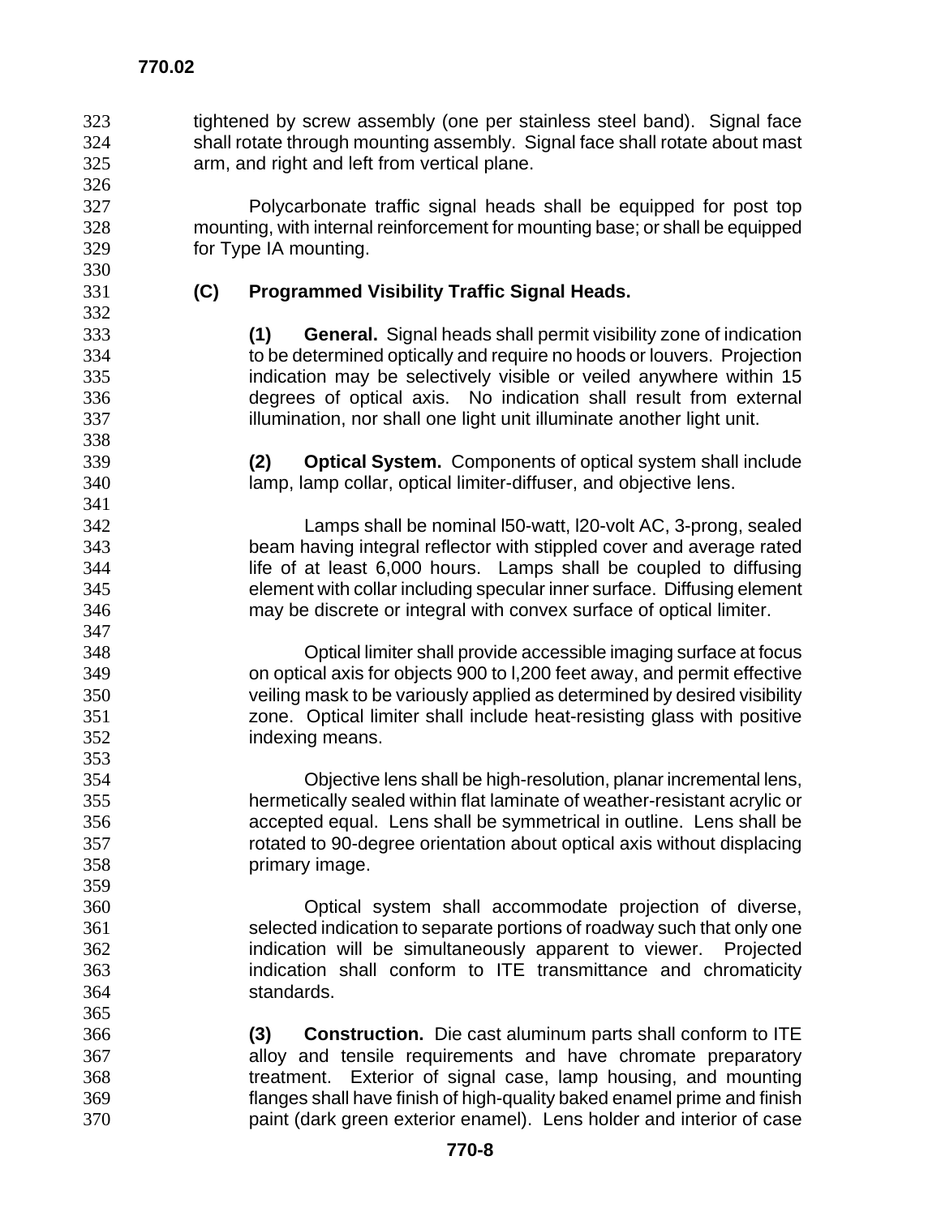tightened by screw assembly (one per stainless steel band). Signal face shall rotate through mounting assembly. Signal face shall rotate about mast arm, and right and left from vertical plane.

Polycarbonate traffic signal heads shall be equipped for post top mounting, with internal reinforcement for mounting base; or shall be equipped for Type IA mounting.

**(C) Programmed Visibility Traffic Signal Heads.**

**(1) General.** Signal heads shall permit visibility zone of indication to be determined optically and require no hoods or louvers. Projection indication may be selectively visible or veiled anywhere within 15 degrees of optical axis. No indication shall result from external illumination, nor shall one light unit illuminate another light unit.

**(2) Optical System.** Components of optical system shall include lamp, lamp collar, optical limiter-diffuser, and objective lens.

Lamps shall be nominal l50-watt, l20-volt AC, 3-prong, sealed beam having integral reflector with stippled cover and average rated life of at least 6,000 hours. Lamps shall be coupled to diffusing element with collar including specular inner surface. Diffusing element may be discrete or integral with convex surface of optical limiter.

Optical limiter shall provide accessible imaging surface at focus on optical axis for objects 900 to l,200 feet away, and permit effective veiling mask to be variously applied as determined by desired visibility zone. Optical limiter shall include heat-resisting glass with positive indexing means.

Objective lens shall be high-resolution, planar incremental lens, hermetically sealed within flat laminate of weather-resistant acrylic or accepted equal. Lens shall be symmetrical in outline. Lens shall be rotated to 90-degree orientation about optical axis without displacing primary image.

Optical system shall accommodate projection of diverse, selected indication to separate portions of roadway such that only one indication will be simultaneously apparent to viewer. Projected indication shall conform to ITE transmittance and chromaticity standards.

**(3) Construction.** Die cast aluminum parts shall conform to ITE alloy and tensile requirements and have chromate preparatory treatment. Exterior of signal case, lamp housing, and mounting flanges shall have finish of high-quality baked enamel prime and finish paint (dark green exterior enamel). Lens holder and interior of case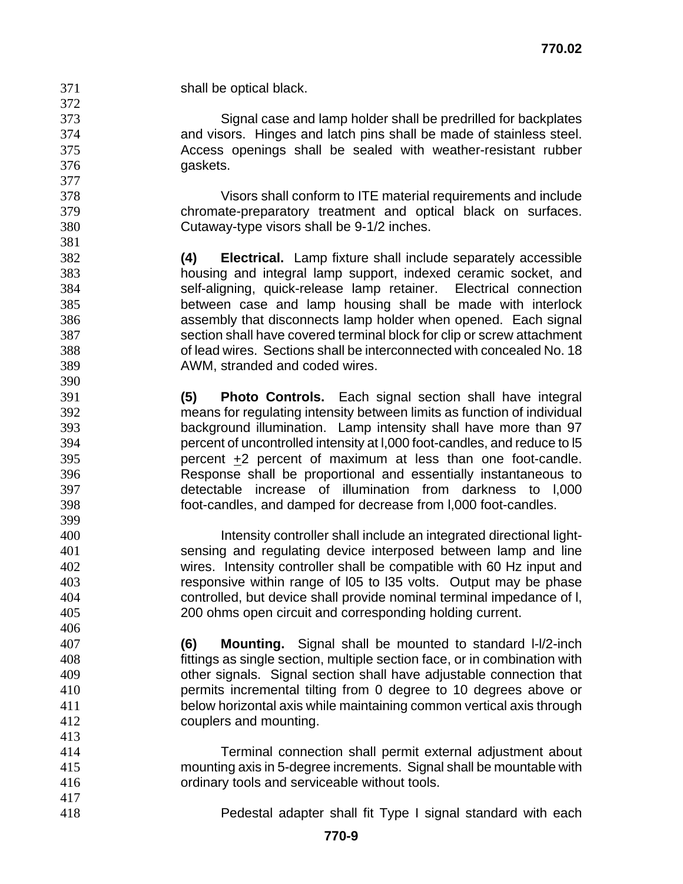shall be optical black.

Signal case and lamp holder shall be predrilled for backplates and visors. Hinges and latch pins shall be made of stainless steel. Access openings shall be sealed with weather-resistant rubber gaskets.

Visors shall conform to ITE material requirements and include chromate-preparatory treatment and optical black on surfaces. Cutaway-type visors shall be 9-1/2 inches.

**(4) Electrical.** Lamp fixture shall include separately accessible housing and integral lamp support, indexed ceramic socket, and self-aligning, quick-release lamp retainer. Electrical connection between case and lamp housing shall be made with interlock assembly that disconnects lamp holder when opened. Each signal section shall have covered terminal block for clip or screw attachment of lead wires. Sections shall be interconnected with concealed No. 18 AWM, stranded and coded wires.

**(5) Photo Controls.** Each signal section shall have integral means for regulating intensity between limits as function of individual background illumination. Lamp intensity shall have more than 97 percent of uncontrolled intensity at l,000 foot-candles, and reduce to l5 percent $\pm$2 percent of maximum at less than one foot-candle. Response shall be proportional and essentially instantaneous to detectable increase of illumination from darkness to l,000 foot-candles, and damped for decrease from l,000 foot-candles.

Intensity controller shall include an integrated directional light-sensing and regulating device interposed between lamp and line wires. Intensity controller shall be compatible with 60 Hz input and responsive within range of l05 to l35 volts. Output may be phase controlled, but device shall provide nominal terminal impedance of l, 200 ohms open circuit and corresponding holding current.

**(6) Mounting.** Signal shall be mounted to standard l-l/2-inch fittings as single section, multiple section face, or in combination with other signals. Signal section shall have adjustable connection that permits incremental tilting from 0 degree to 10 degrees above or below horizontal axis while maintaining common vertical axis through couplers and mounting.

Terminal connection shall permit external adjustment about mounting axis in 5-degree increments. Signal shall be mountable with ordinary tools and serviceable without tools.

Pedestal adapter shall fit Type I signal standard with each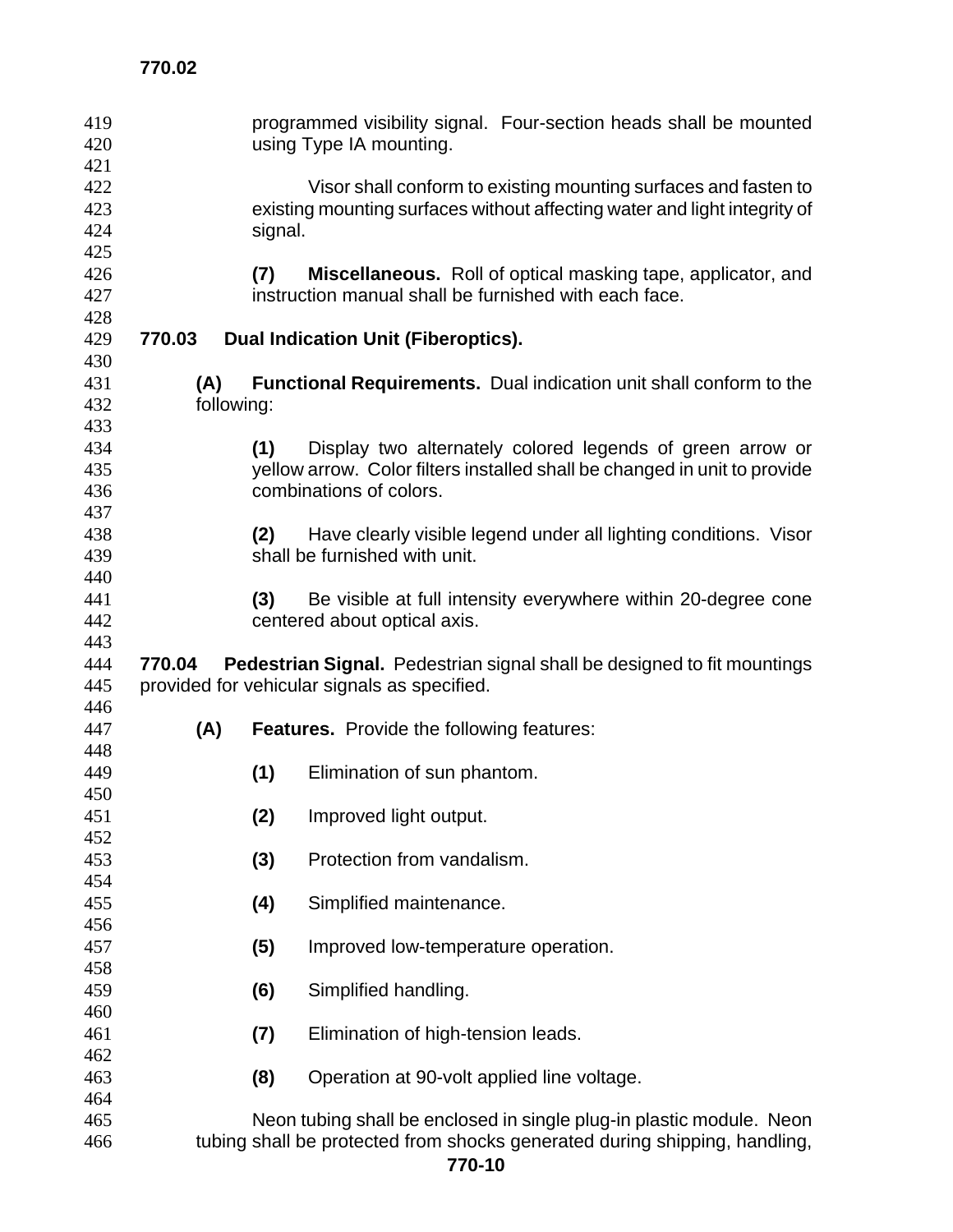programmed visibility signal. Four-section heads shall be mounted using Type IA mounting.

Visor shall conform to existing mounting surfaces and fasten to existing mounting surfaces without affecting water and light integrity of signal.

**(7) Miscellaneous.** Roll of optical masking tape, applicator, and instruction manual shall be furnished with each face.

## 770.03 Dual Indication Unit (Fiberoptics).

**(A) Functional Requirements.** Dual indication unit shall conform to the following:

**(1)** Display two alternately colored legends of green arrow or yellow arrow. Color filters installed shall be changed in unit to provide combinations of colors.

**(2)** Have clearly visible legend under all lighting conditions. Visor shall be furnished with unit.

**(3)** Be visible at full intensity everywhere within 20-degree cone centered about optical axis.

**770.04 Pedestrian Signal.** Pedestrian signal shall be designed to fit mountings provided for vehicular signals as specified.

**(A) Features.** Provide the following features:

**(1)** Elimination of sun phantom.

**(2)** Improved light output.

**(3)** Protection from vandalism.

**(4)** Simplified maintenance.

**(5)** Improved low-temperature operation.

**(6)** Simplified handling.

**(7)** Elimination of high-tension leads.

**(8)** Operation at 90-volt applied line voltage.

Neon tubing shall be enclosed in single plug-in plastic module. Neon tubing shall be protected from shocks generated during shipping, handling,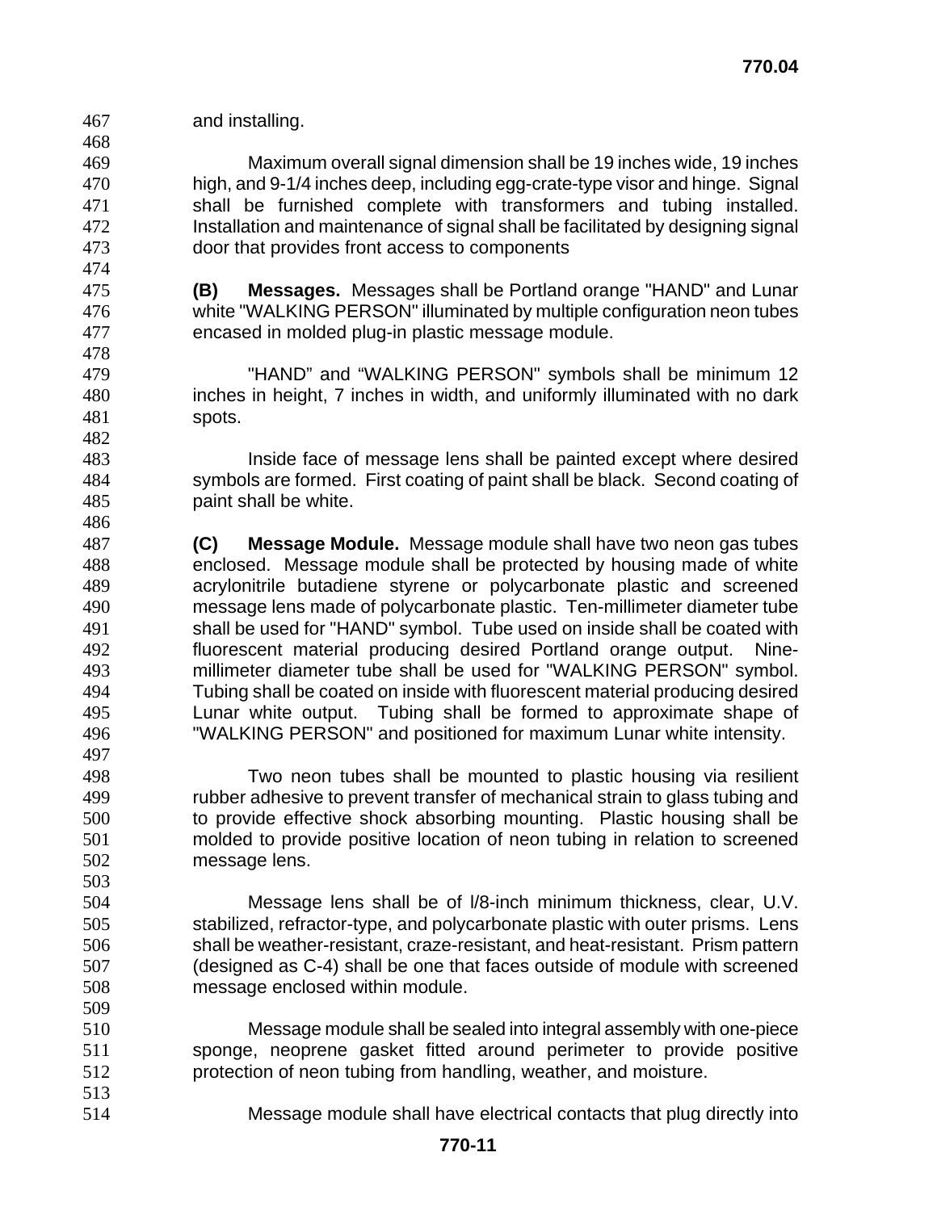and installing.

Maximum overall signal dimension shall be 19 inches wide, 19 inches high, and 9-1/4 inches deep, including egg-crate-type visor and hinge. Signal shall be furnished complete with transformers and tubing installed. Installation and maintenance of signal shall be facilitated by designing signal door that provides front access to components

**(B) Messages.** Messages shall be Portland orange "HAND" and Lunar white "WALKING PERSON" illuminated by multiple configuration neon tubes encased in molded plug-in plastic message module.

"HAND" and "WALKING PERSON" symbols shall be minimum 12 inches in height, 7 inches in width, and uniformly illuminated with no dark spots.

Inside face of message lens shall be painted except where desired symbols are formed. First coating of paint shall be black. Second coating of paint shall be white.

**(C) Message Module.** Message module shall have two neon gas tubes enclosed. Message module shall be protected by housing made of white acrylonitrile butadiene styrene or polycarbonate plastic and screened message lens made of polycarbonate plastic. Ten-millimeter diameter tube shall be used for "HAND" symbol. Tube used on inside shall be coated with fluorescent material producing desired Portland orange output. Nine-millimeter diameter tube shall be used for "WALKING PERSON" symbol. Tubing shall be coated on inside with fluorescent material producing desired Lunar white output. Tubing shall be formed to approximate shape of "WALKING PERSON" and positioned for maximum Lunar white intensity.

Two neon tubes shall be mounted to plastic housing via resilient rubber adhesive to prevent transfer of mechanical strain to glass tubing and to provide effective shock absorbing mounting. Plastic housing shall be molded to provide positive location of neon tubing in relation to screened message lens.

Message lens shall be of l/8-inch minimum thickness, clear, U.V. stabilized, refractor-type, and polycarbonate plastic with outer prisms. Lens shall be weather-resistant, craze-resistant, and heat-resistant. Prism pattern (designed as C-4) shall be one that faces outside of module with screened message enclosed within module.

Message module shall be sealed into integral assembly with one-piece sponge, neoprene gasket fitted around perimeter to provide positive protection of neon tubing from handling, weather, and moisture.

Message module shall have electrical contacts that plug directly into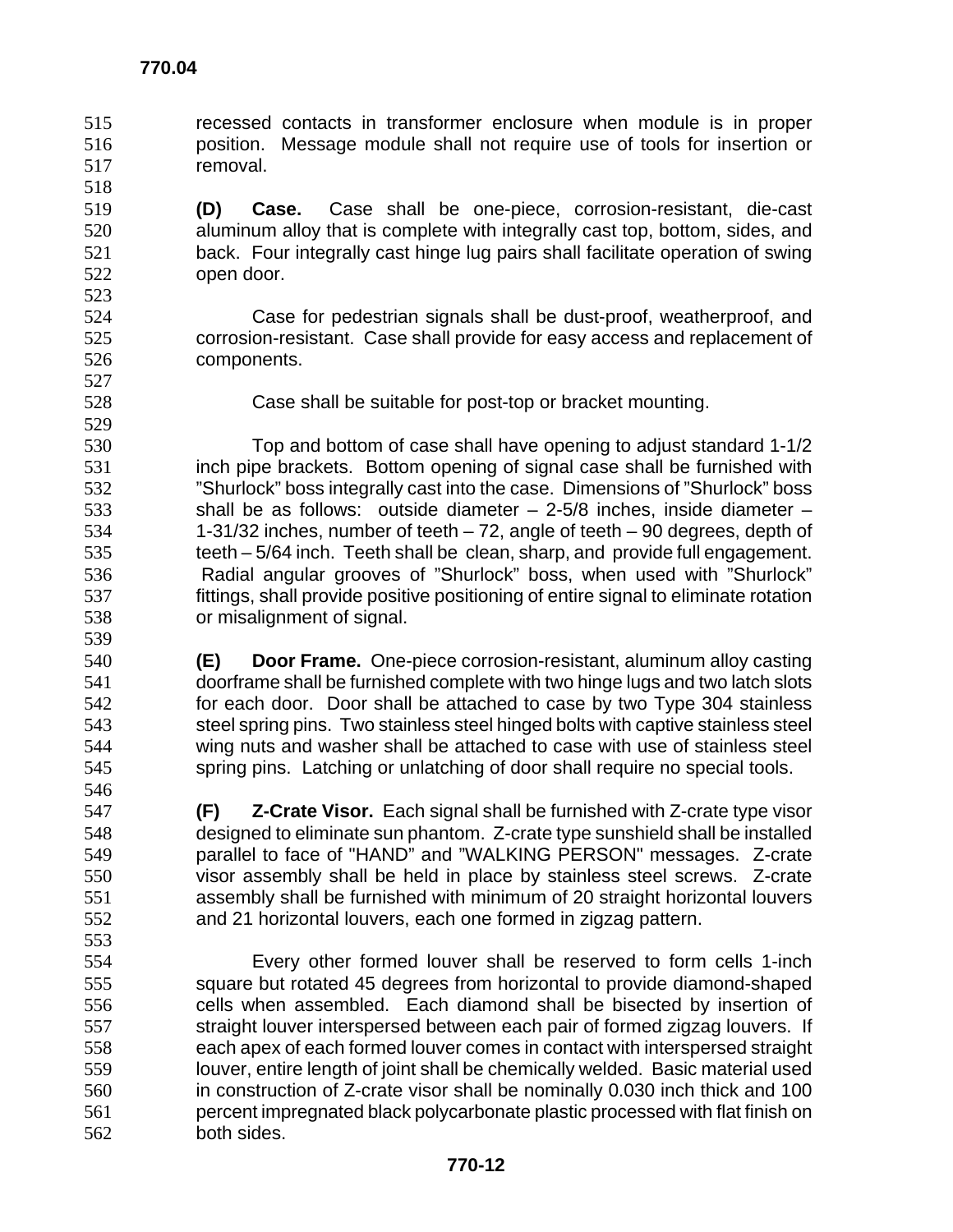recessed contacts in transformer enclosure when module is in proper position. Message module shall not require use of tools for insertion or removal.

**(D) Case.** Case shall be one-piece, corrosion-resistant, die-cast aluminum alloy that is complete with integrally cast top, bottom, sides, and back. Four integrally cast hinge lug pairs shall facilitate operation of swing open door.

Case for pedestrian signals shall be dust-proof, weatherproof, and corrosion-resistant. Case shall provide for easy access and replacement of components.

Case shall be suitable for post-top or bracket mounting.

Top and bottom of case shall have opening to adjust standard 1-1/2 inch pipe brackets. Bottom opening of signal case shall be furnished with "Shurlock" boss integrally cast into the case. Dimensions of "Shurlock" boss shall be as follows: outside diameter – 2-5/8 inches, inside diameter – 1-31/32 inches, number of teeth – 72, angle of teeth – 90 degrees, depth of teeth – 5/64 inch. Teeth shall be clean, sharp, and provide full engagement. Radial angular grooves of "Shurlock" boss, when used with "Shurlock" fittings, shall provide positive positioning of entire signal to eliminate rotation or misalignment of signal.

**(E) Door Frame.** One-piece corrosion-resistant, aluminum alloy casting doorframe shall be furnished complete with two hinge lugs and two latch slots for each door. Door shall be attached to case by two Type 304 stainless steel spring pins. Two stainless steel hinged bolts with captive stainless steel wing nuts and washer shall be attached to case with use of stainless steel spring pins. Latching or unlatching of door shall require no special tools.

**(F) Z-Crate Visor.** Each signal shall be furnished with Z-crate type visor designed to eliminate sun phantom. Z-crate type sunshield shall be installed parallel to face of "HAND" and "WALKING PERSON" messages. Z-crate visor assembly shall be held in place by stainless steel screws. Z-crate assembly shall be furnished with minimum of 20 straight horizontal louvers and 21 horizontal louvers, each one formed in zigzag pattern.

Every other formed louver shall be reserved to form cells 1-inch square but rotated 45 degrees from horizontal to provide diamond-shaped cells when assembled. Each diamond shall be bisected by insertion of straight louver interspersed between each pair of formed zigzag louvers. If each apex of each formed louver comes in contact with interspersed straight louver, entire length of joint shall be chemically welded. Basic material used in construction of Z-crate visor shall be nominally 0.030 inch thick and 100 percent impregnated black polycarbonate plastic processed with flat finish on both sides.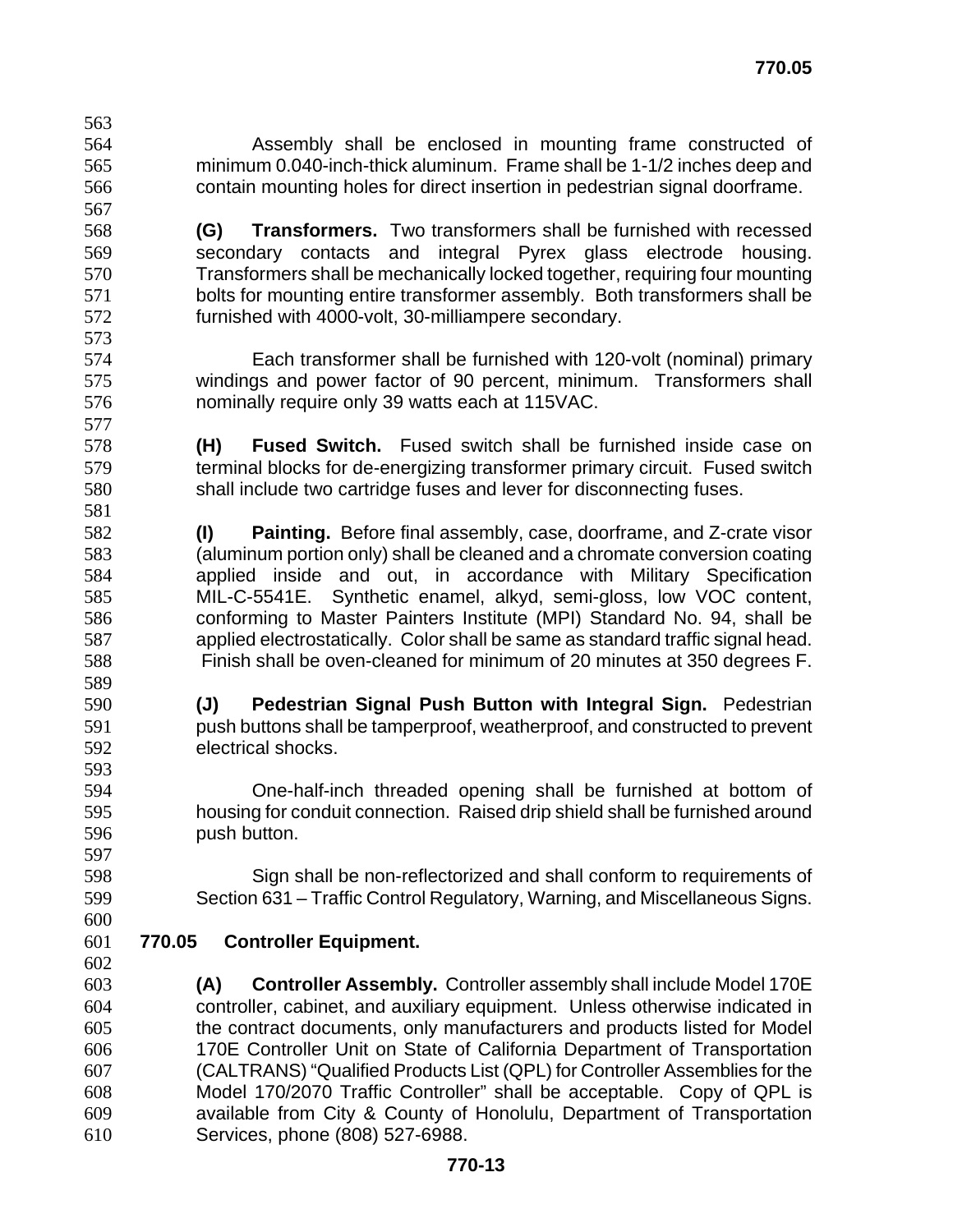Assembly shall be enclosed in mounting frame constructed of minimum 0.040-inch-thick aluminum. Frame shall be 1-1/2 inches deep and contain mounting holes for direct insertion in pedestrian signal doorframe.

**(G) Transformers.** Two transformers shall be furnished with recessed secondary contacts and integral Pyrex glass electrode housing. Transformers shall be mechanically locked together, requiring four mounting bolts for mounting entire transformer assembly. Both transformers shall be furnished with 4000-volt, 30-milliampere secondary.

Each transformer shall be furnished with 120-volt (nominal) primary windings and power factor of 90 percent, minimum. Transformers shall nominally require only 39 watts each at 115VAC.

**(H) Fused Switch.** Fused switch shall be furnished inside case on terminal blocks for de-energizing transformer primary circuit. Fused switch shall include two cartridge fuses and lever for disconnecting fuses.

**(I) Painting.** Before final assembly, case, doorframe, and Z-crate visor (aluminum portion only) shall be cleaned and a chromate conversion coating applied inside and out, in accordance with Military Specification MIL-C-5541E. Synthetic enamel, alkyd, semi-gloss, low VOC content, conforming to Master Painters Institute (MPI) Standard No. 94, shall be applied electrostatically. Color shall be same as standard traffic signal head. Finish shall be oven-cleaned for minimum of 20 minutes at 350 degrees F.

**(J) Pedestrian Signal Push Button with Integral Sign.** Pedestrian push buttons shall be tamperproof, weatherproof, and constructed to prevent electrical shocks.

One-half-inch threaded opening shall be furnished at bottom of housing for conduit connection. Raised drip shield shall be furnished around push button.

Sign shall be non-reflectorized and shall conform to requirements of Section 631 – Traffic Control Regulatory, Warning, and Miscellaneous Signs.

## 770.05 Controller Equipment.

**(A) Controller Assembly.** Controller assembly shall include Model 170E controller, cabinet, and auxiliary equipment. Unless otherwise indicated in the contract documents, only manufacturers and products listed for Model 170E Controller Unit on State of California Department of Transportation (CALTRANS) "Qualified Products List (QPL) for Controller Assemblies for the Model 170/2070 Traffic Controller" shall be acceptable. Copy of QPL is available from City & County of Honolulu, Department of Transportation Services, phone (808) 527-6988.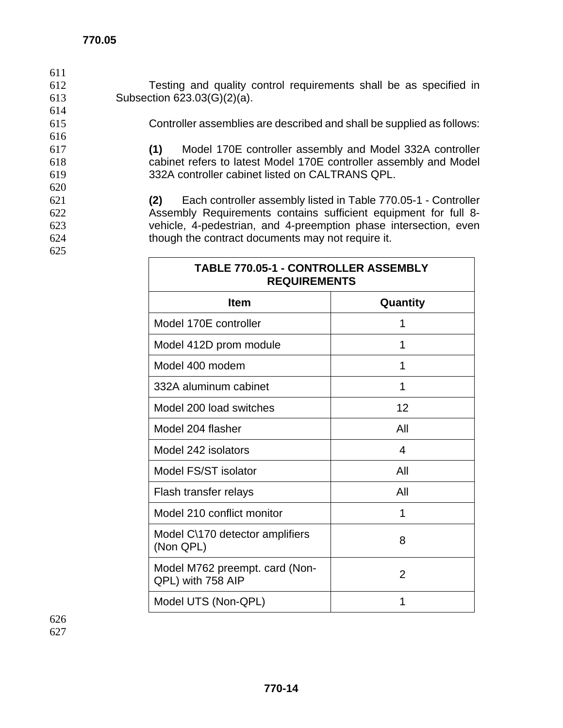Testing and quality control requirements shall be as specified in Subsection 623.03(G)(2)(a).

Controller assemblies are described and shall be supplied as follows:

**(1)** Model 170E controller assembly and Model 332A controller cabinet refers to latest Model 170E controller assembly and Model 332A controller cabinet listed on CALTRANS QPL.

**(2)** Each controller assembly listed in Table 770.05-1 - Controller Assembly Requirements contains sufficient equipment for full 8-vehicle, 4-pedestrian, and 4-preemption phase intersection, even though the contract documents may not require it.

| TABLE 770.05-1 - CONTROLLER ASSEMBLY REQUIREMENTS | |
|---|---|
| **Item** | **Quantity** |
| Model 170E controller | 1 |
| Model 412D prom module | 1 |
| Model 400 modem | 1 |
| 332A aluminum cabinet | 1 |
| Model 200 load switches | 12 |
| Model 204 flasher | All |
| Model 242 isolators | 4 |
| Model FS/ST isolator | All |
| Flash transfer relays | All |
| Model 210 conflict monitor | 1 |
| Model C\170 detector amplifiers (Non QPL) | 8 |
| Model M762 preempt. card (Non-QPL) with 758 AIP | 2 |
| Model UTS (Non-QPL) | 1 |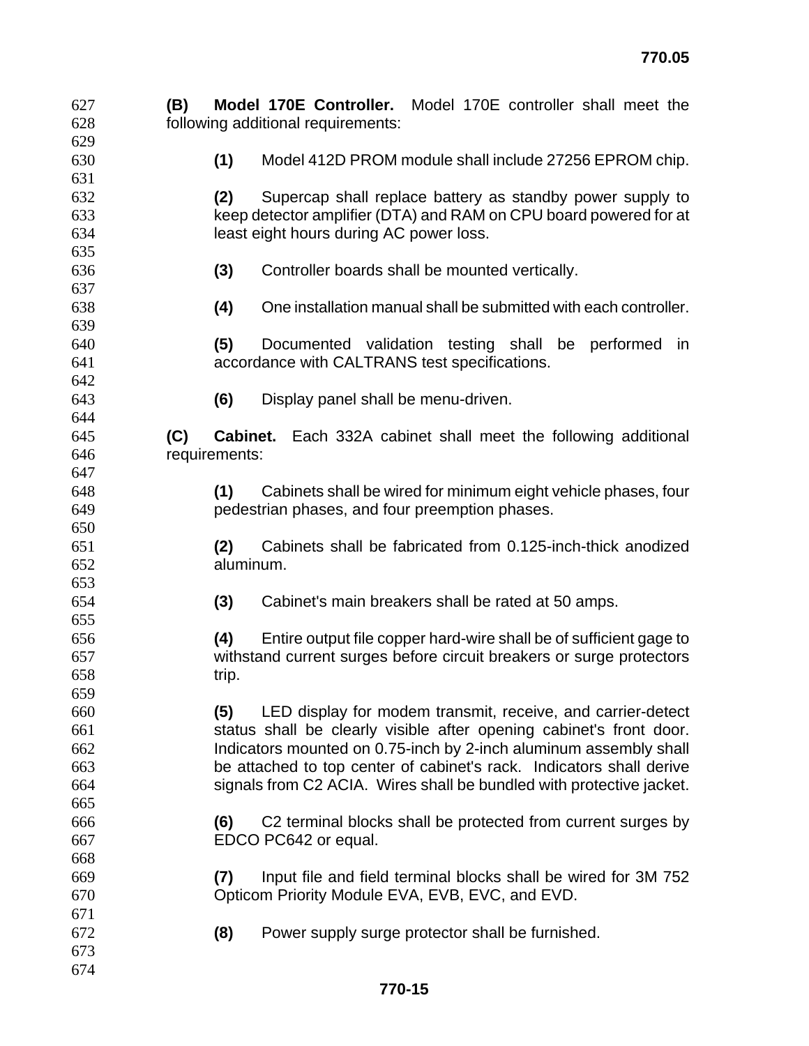**(B) Model 170E Controller.** Model 170E controller shall meet the following additional requirements:

**(1)** Model 412D PROM module shall include 27256 EPROM chip.

**(2)** Supercap shall replace battery as standby power supply to keep detector amplifier (DTA) and RAM on CPU board powered for at least eight hours during AC power loss.

**(3)** Controller boards shall be mounted vertically.

**(4)** One installation manual shall be submitted with each controller.

**(5)** Documented validation testing shall be performed in accordance with CALTRANS test specifications.

**(6)** Display panel shall be menu-driven.

**(C) Cabinet.** Each 332A cabinet shall meet the following additional requirements:

**(1)** Cabinets shall be wired for minimum eight vehicle phases, four pedestrian phases, and four preemption phases.

**(2)** Cabinets shall be fabricated from 0.125-inch-thick anodized aluminum.

**(3)** Cabinet's main breakers shall be rated at 50 amps.

**(4)** Entire output file copper hard-wire shall be of sufficient gage to withstand current surges before circuit breakers or surge protectors trip.

**(5)** LED display for modem transmit, receive, and carrier-detect status shall be clearly visible after opening cabinet's front door. Indicators mounted on 0.75-inch by 2-inch aluminum assembly shall be attached to top center of cabinet's rack. Indicators shall derive signals from C2 ACIA. Wires shall be bundled with protective jacket.

**(6)** C2 terminal blocks shall be protected from current surges by EDCO PC642 or equal.

**(7)** Input file and field terminal blocks shall be wired for 3M 752 Opticom Priority Module EVA, EVB, EVC, and EVD.

**(8)** Power supply surge protector shall be furnished.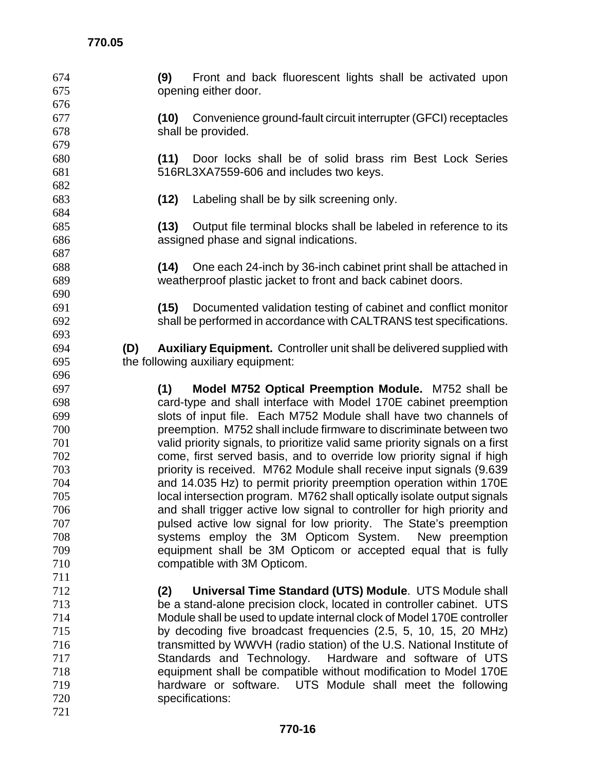**(9)** Front and back fluorescent lights shall be activated upon opening either door.

**(10)** Convenience ground-fault circuit interrupter (GFCI) receptacles shall be provided.

**(11)** Door locks shall be of solid brass rim Best Lock Series 516RL3XA7559-606 and includes two keys.

**(12)** Labeling shall be by silk screening only.

**(13)** Output file terminal blocks shall be labeled in reference to its assigned phase and signal indications.

**(14)** One each 24-inch by 36-inch cabinet print shall be attached in weatherproof plastic jacket to front and back cabinet doors.

**(15)** Documented validation testing of cabinet and conflict monitor shall be performed in accordance with CALTRANS test specifications.

**(D) Auxiliary Equipment.** Controller unit shall be delivered supplied with the following auxiliary equipment:

**(1) Model M752 Optical Preemption Module.** M752 shall be card-type and shall interface with Model 170E cabinet preemption slots of input file. Each M752 Module shall have two channels of preemption. M752 shall include firmware to discriminate between two valid priority signals, to prioritize valid same priority signals on a first come, first served basis, and to override low priority signal if high priority is received. M762 Module shall receive input signals (9.639 and 14.035 Hz) to permit priority preemption operation within 170E local intersection program. M762 shall optically isolate output signals and shall trigger active low signal to controller for high priority and pulsed active low signal for low priority. The State's preemption systems employ the 3M Opticom System. New preemption equipment shall be 3M Opticom or accepted equal that is fully compatible with 3M Opticom.

**(2) Universal Time Standard (UTS) Module**. UTS Module shall be a stand-alone precision clock, located in controller cabinet. UTS Module shall be used to update internal clock of Model 170E controller by decoding five broadcast frequencies (2.5, 5, 10, 15, 20 MHz) transmitted by WWVH (radio station) of the U.S. National Institute of Standards and Technology. Hardware and software of UTS equipment shall be compatible without modification to Model 170E hardware or software. UTS Module shall meet the following specifications: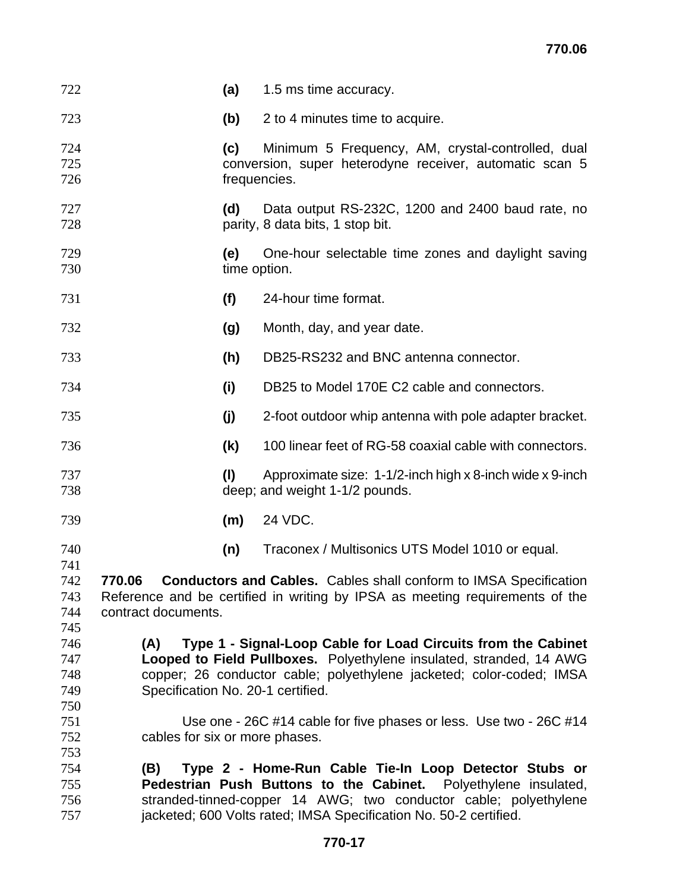**(a)** 1.5 ms time accuracy.

**(b)** 2 to 4 minutes time to acquire.

**(c)** Minimum 5 Frequency, AM, crystal-controlled, dual conversion, super heterodyne receiver, automatic scan 5 frequencies.

**(d)** Data output RS-232C, 1200 and 2400 baud rate, no parity, 8 data bits, 1 stop bit.

**(e)** One-hour selectable time zones and daylight saving time option.

**(f)** 24-hour time format.

**(g)** Month, day, and year date.

**(h)** DB25-RS232 and BNC antenna connector.

**(i)** DB25 to Model 170E C2 cable and connectors.

**(j)** 2-foot outdoor whip antenna with pole adapter bracket.

**(k)** 100 linear feet of RG-58 coaxial cable with connectors.

**(l)** Approximate size: 1-1/2-inch high x 8-inch wide x 9-inch deep; and weight 1-1/2 pounds.

**(m)** 24 VDC.

**(n)** Traconex / Multisonics UTS Model 1010 or equal.

**770.06 Conductors and Cables.** Cables shall conform to IMSA Specification Reference and be certified in writing by IPSA as meeting requirements of the contract documents.

**(A) Type 1 - Signal-Loop Cable for Load Circuits from the Cabinet Looped to Field Pullboxes.** Polyethylene insulated, stranded, 14 AWG copper; 26 conductor cable; polyethylene jacketed; color-coded; IMSA Specification No. 20-1 certified.

Use one - 26C #14 cable for five phases or less. Use two - 26C #14 cables for six or more phases.

**(B) Type 2 - Home-Run Cable Tie-In Loop Detector Stubs or Pedestrian Push Buttons to the Cabinet.** Polyethylene insulated, stranded-tinned-copper 14 AWG; two conductor cable; polyethylene jacketed; 600 Volts rated; IMSA Specification No. 50-2 certified.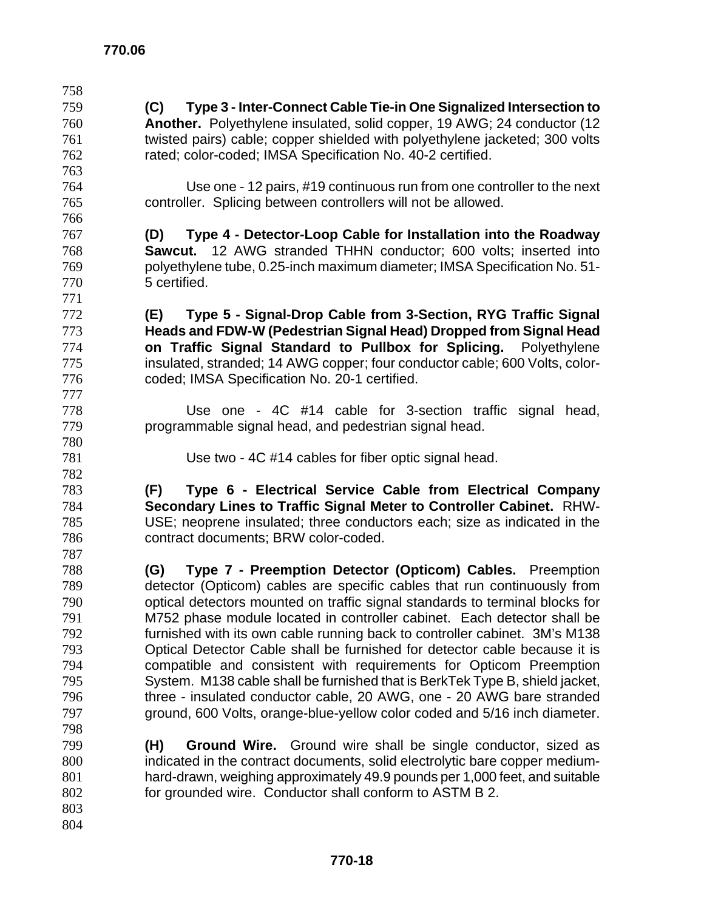**(C) Type 3 - Inter-Connect Cable Tie-in One Signalized Intersection to Another.** Polyethylene insulated, solid copper, 19 AWG; 24 conductor (12 twisted pairs) cable; copper shielded with polyethylene jacketed; 300 volts rated; color-coded; IMSA Specification No. 40-2 certified.

Use one - 12 pairs, #19 continuous run from one controller to the next controller. Splicing between controllers will not be allowed.

**(D) Type 4 - Detector-Loop Cable for Installation into the Roadway Sawcut.** 12 AWG stranded THHN conductor; 600 volts; inserted into polyethylene tube, 0.25-inch maximum diameter; IMSA Specification No. 51-5 certified.

**(E) Type 5 - Signal-Drop Cable from 3-Section, RYG Traffic Signal Heads and FDW-W (Pedestrian Signal Head) Dropped from Signal Head on Traffic Signal Standard to Pullbox for Splicing.** Polyethylene insulated, stranded; 14 AWG copper; four conductor cable; 600 Volts, color-coded; IMSA Specification No. 20-1 certified.

Use one - 4C #14 cable for 3-section traffic signal head, programmable signal head, and pedestrian signal head.

Use two - 4C #14 cables for fiber optic signal head.

**(F) Type 6 - Electrical Service Cable from Electrical Company Secondary Lines to Traffic Signal Meter to Controller Cabinet.** RHW-USE; neoprene insulated; three conductors each; size as indicated in the contract documents; BRW color-coded.

**(G) Type 7 - Preemption Detector (Opticom) Cables.** Preemption detector (Opticom) cables are specific cables that run continuously from optical detectors mounted on traffic signal standards to terminal blocks for M752 phase module located in controller cabinet. Each detector shall be furnished with its own cable running back to controller cabinet. 3M's M138 Optical Detector Cable shall be furnished for detector cable because it is compatible and consistent with requirements for Opticom Preemption System. M138 cable shall be furnished that is BerkTek Type B, shield jacket, three - insulated conductor cable, 20 AWG, one - 20 AWG bare stranded ground, 600 Volts, orange-blue-yellow color coded and 5/16 inch diameter.

**(H) Ground Wire.** Ground wire shall be single conductor, sized as indicated in the contract documents, solid electrolytic bare copper medium-hard-drawn, weighing approximately 49.9 pounds per 1,000 feet, and suitable for grounded wire. Conductor shall conform to ASTM B 2.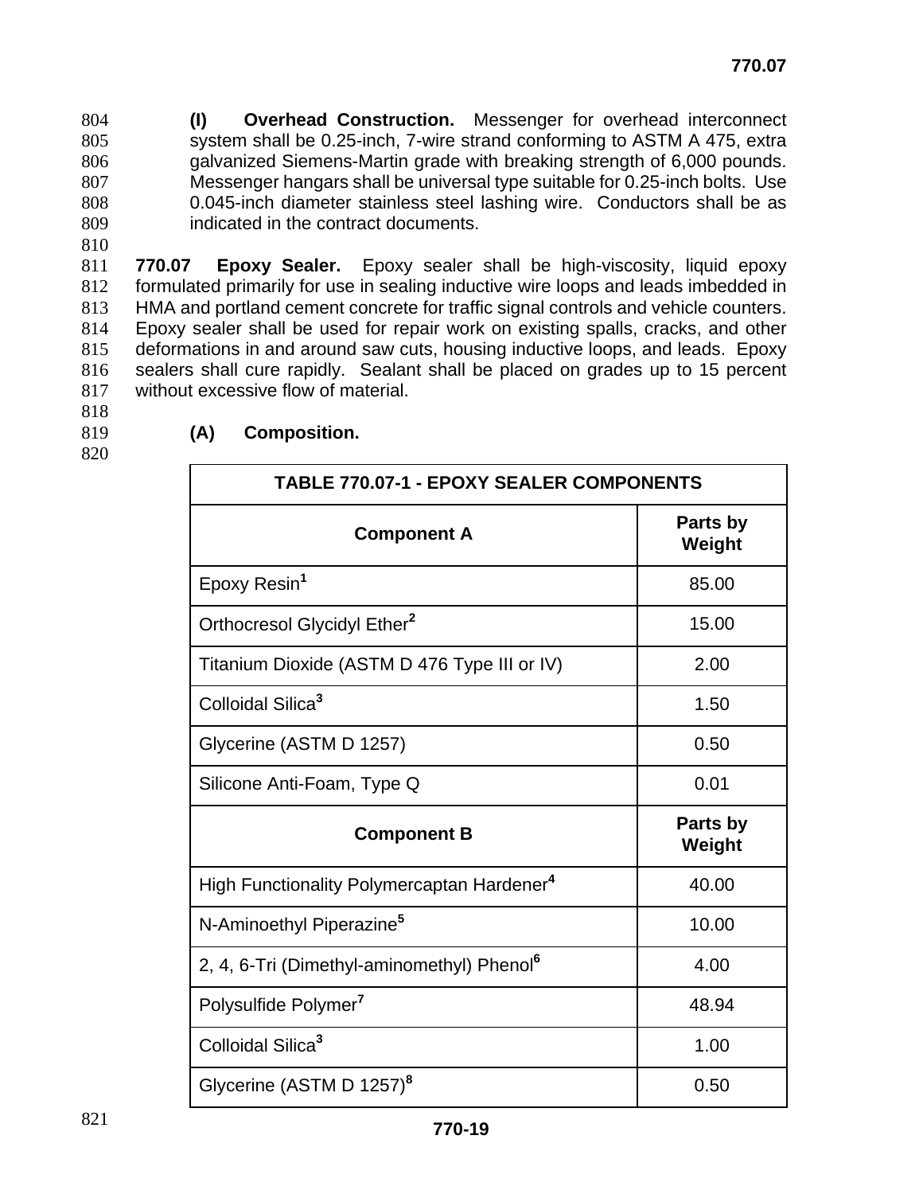**(I) Overhead Construction.** Messenger for overhead interconnect system shall be 0.25-inch, 7-wire strand conforming to ASTM A 475, extra galvanized Siemens-Martin grade with breaking strength of 6,000 pounds. Messenger hangars shall be universal type suitable for 0.25-inch bolts. Use 0.045-inch diameter stainless steel lashing wire. Conductors shall be as indicated in the contract documents.

**770.07 Epoxy Sealer.** Epoxy sealer shall be high-viscosity, liquid epoxy formulated primarily for use in sealing inductive wire loops and leads imbedded in HMA and portland cement concrete for traffic signal controls and vehicle counters. Epoxy sealer shall be used for repair work on existing spalls, cracks, and other deformations in and around saw cuts, housing inductive loops, and leads. Epoxy sealers shall cure rapidly. Sealant shall be placed on grades up to 15 percent without excessive flow of material.

**(A) Composition.**

| TABLE 770.07-1 - EPOXY SEALER COMPONENTS | |
|---|---|
| **Component A** | **Parts by Weight** |
| Epoxy Resin[1] | 85.00 |
| Orthocresol Glycidyl Ether[2] | 15.00 |
| Titanium Dioxide (ASTM D 476 Type III or IV) | 2.00 |
| Colloidal Silica[3] | 1.50 |
| Glycerine (ASTM D 1257) | 0.50 |
| Silicone Anti-Foam, Type Q | 0.01 |
| **Component B** | **Parts by Weight** |
| High Functionality Polymercaptan Hardener[4] | 40.00 |
| N-Aminoethyl Piperazine[5] | 10.00 |
| 2, 4, 6-Tri (Dimethyl-aminomethyl) Phenol[6] | 4.00 |
| Polysulfide Polymer[7] | 48.94 |
| Colloidal Silica[3] | 1.00 |
| Glycerine (ASTM D 1257)[8] | 0.50 |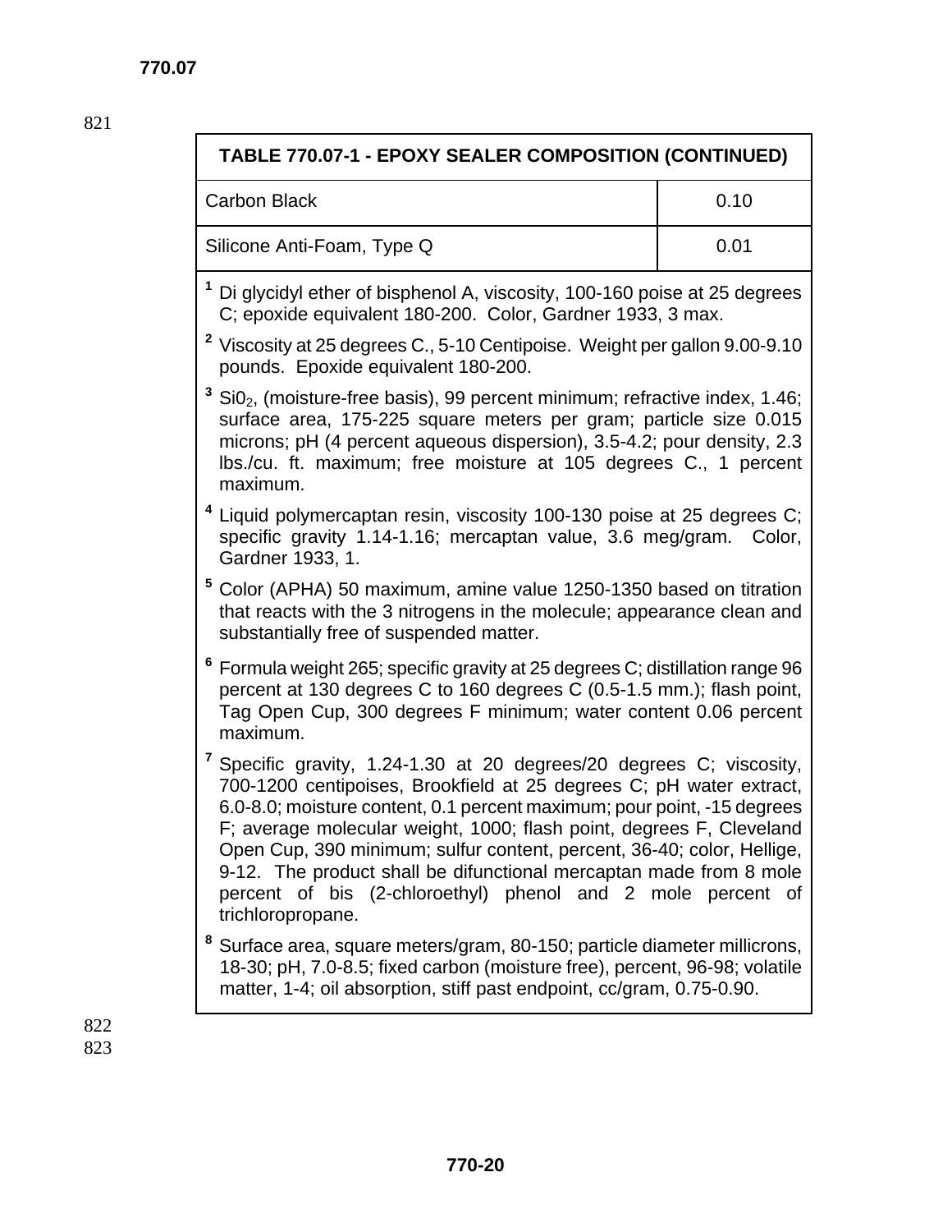| TABLE 770.07-1 - EPOXY SEALER COMPOSITION (CONTINUED) | |
|---|---|
| Carbon Black | 0.10 |
| Silicone Anti-Foam, Type Q | 0.01 |

[1] Di glycidyl ether of bisphenol A, viscosity, 100-160 poise at 25 degrees C; epoxide equivalent 180-200. Color, Gardner 1933, 3 max.

[2] Viscosity at 25 degrees C., 5-10 Centipoise. Weight per gallon 9.00-9.10 pounds. Epoxide equivalent 180-200.

[3] $Si0_2$, (moisture-free basis), 99 percent minimum; refractive index, 1.46; surface area, 175-225 square meters per gram; particle size 0.015 microns; pH (4 percent aqueous dispersion), 3.5-4.2; pour density, 2.3 lbs./cu. ft. maximum; free moisture at 105 degrees C., 1 percent maximum.

[4] Liquid polymercaptan resin, viscosity 100-130 poise at 25 degrees C; specific gravity 1.14-1.16; mercaptan value, 3.6 meg/gram. Color, Gardner 1933, 1.

[5] Color (APHA) 50 maximum, amine value 1250-1350 based on titration that reacts with the 3 nitrogens in the molecule; appearance clean and substantially free of suspended matter.

[6] Formula weight 265; specific gravity at 25 degrees C; distillation range 96 percent at 130 degrees C to 160 degrees C (0.5-1.5 mm.); flash point, Tag Open Cup, 300 degrees F minimum; water content 0.06 percent maximum.

[7] Specific gravity, 1.24-1.30 at 20 degrees/20 degrees C; viscosity, 700-1200 centipoises, Brookfield at 25 degrees C; pH water extract, 6.0-8.0; moisture content, 0.1 percent maximum; pour point, -15 degrees F; average molecular weight, 1000; flash point, degrees F, Cleveland Open Cup, 390 minimum; sulfur content, percent, 36-40; color, Hellige, 9-12. The product shall be difunctional mercaptan made from 8 mole percent of bis (2-chloroethyl) phenol and 2 mole percent of trichloropropane.

[8] Surface area, square meters/gram, 80-150; particle diameter millicrons, 18-30; pH, 7.0-8.5; fixed carbon (moisture free), percent, 96-98; volatile matter, 1-4; oil absorption, stiff past endpoint, cc/gram, 0.75-0.90.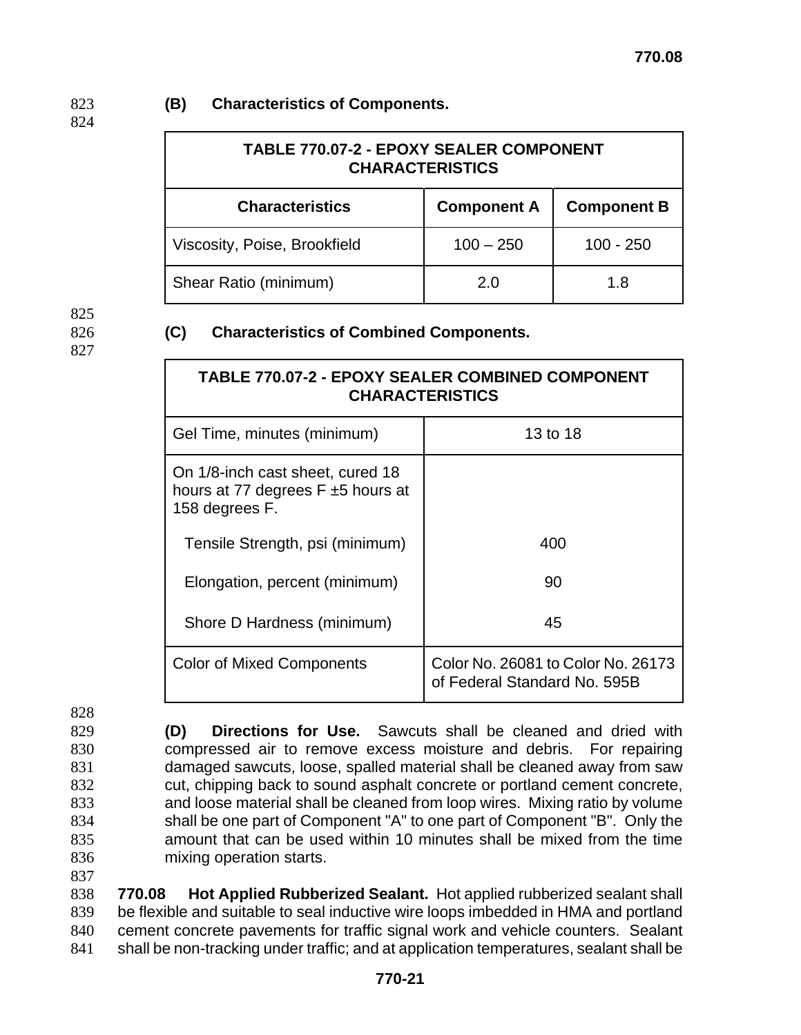**(B) Characteristics of Components.**

| TABLE 770.07-2 - EPOXY SEALER COMPONENT CHARACTERISTICS | | |
|---|---|---|
| **Characteristics** | **Component A** | **Component B** |
| Viscosity, Poise, Brookfield | 100 – 250 | 100 - 250 |
| Shear Ratio (minimum) | 2.0 | 1.8 |

**(C) Characteristics of Combined Components.**

| TABLE 770.07-2 - EPOXY SEALER COMBINED COMPONENT CHARACTERISTICS | |
|---|---|
| Gel Time, minutes (minimum) | 13 to 18 |
| On 1/8-inch cast sheet, cured 18 hours at 77 degrees F ±5 hours at 158 degrees F. | |
| Tensile Strength, psi (minimum) | 400 |
| Elongation, percent (minimum) | 90 |
| Shore D Hardness (minimum) | 45 |
| Color of Mixed Components | Color No. 26081 to Color No. 26173 of Federal Standard No. 595B |

**(D) Directions for Use.** Sawcuts shall be cleaned and dried with compressed air to remove excess moisture and debris. For repairing damaged sawcuts, loose, spalled material shall be cleaned away from saw cut, chipping back to sound asphalt concrete or portland cement concrete, and loose material shall be cleaned from loop wires. Mixing ratio by volume shall be one part of Component "A" to one part of Component "B". Only the amount that can be used within 10 minutes shall be mixed from the time mixing operation starts.

**770.08 Hot Applied Rubberized Sealant.** Hot applied rubberized sealant shall be flexible and suitable to seal inductive wire loops imbedded in HMA and portland cement concrete pavements for traffic signal work and vehicle counters. Sealant shall be non-tracking under traffic; and at application temperatures, sealant shall be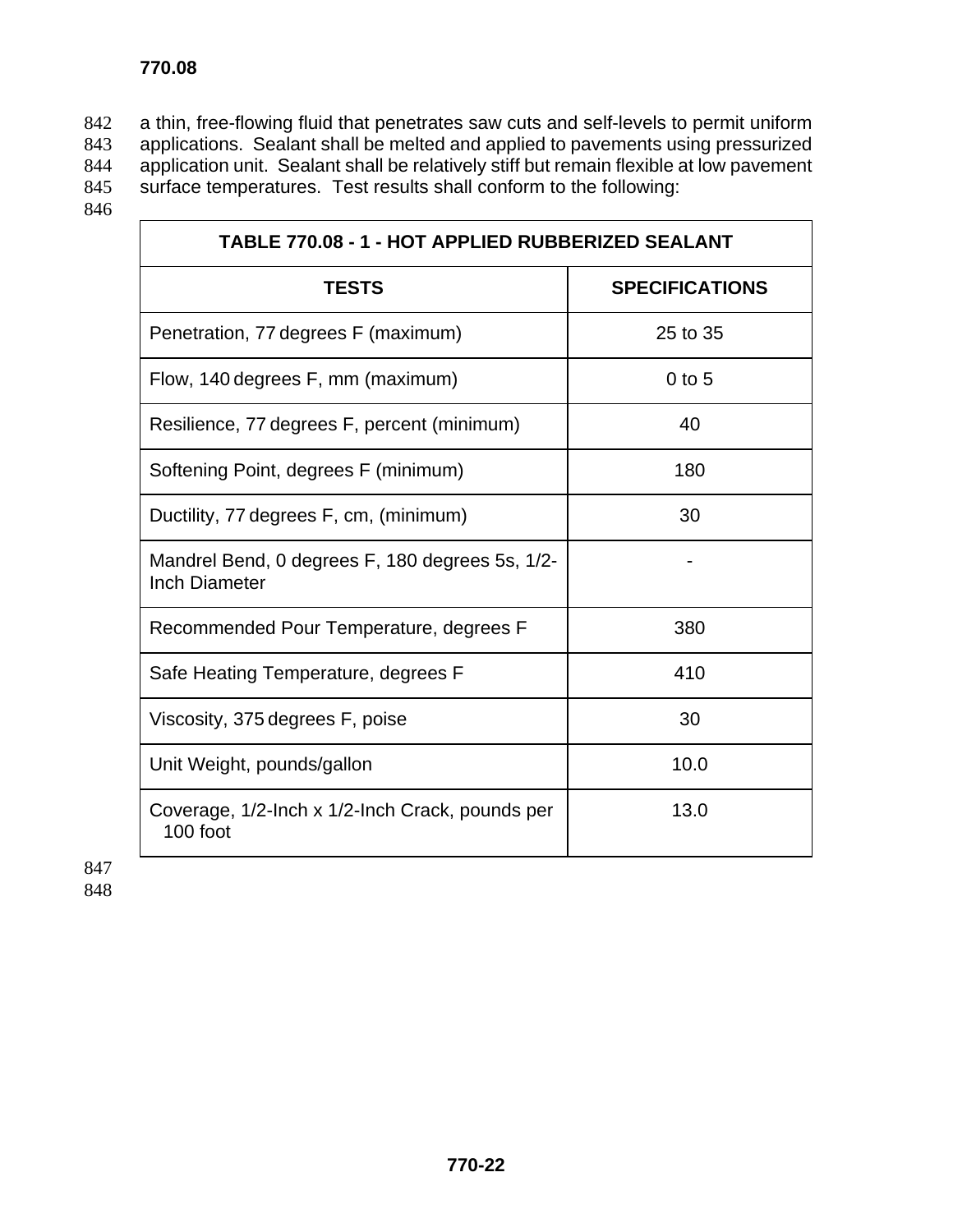a thin, free-flowing fluid that penetrates saw cuts and self-levels to permit uniform applications. Sealant shall be melted and applied to pavements using pressurized application unit. Sealant shall be relatively stiff but remain flexible at low pavement surface temperatures. Test results shall conform to the following:

| TABLE 770.08 - 1 - HOT APPLIED RUBBERIZED SEALANT | |
|---|---|
| **TESTS** | **SPECIFICATIONS** |
| Penetration, 77 degrees F (maximum) | 25 to 35 |
| Flow, 140 degrees F, mm (maximum) | 0 to 5 |
| Resilience, 77 degrees F, percent (minimum) | 40 |
| Softening Point, degrees F (minimum) | 180 |
| Ductility, 77 degrees F, cm, (minimum) | 30 |
| Mandrel Bend, 0 degrees F, 180 degrees 5s, 1/2-Inch Diameter | - |
| Recommended Pour Temperature, degrees F | 380 |
| Safe Heating Temperature, degrees F | 410 |
| Viscosity, 375 degrees F, poise | 30 |
| Unit Weight, pounds/gallon | 10.0 |
| Coverage, 1/2-Inch x 1/2-Inch Crack, pounds per 100 foot | 13.0 |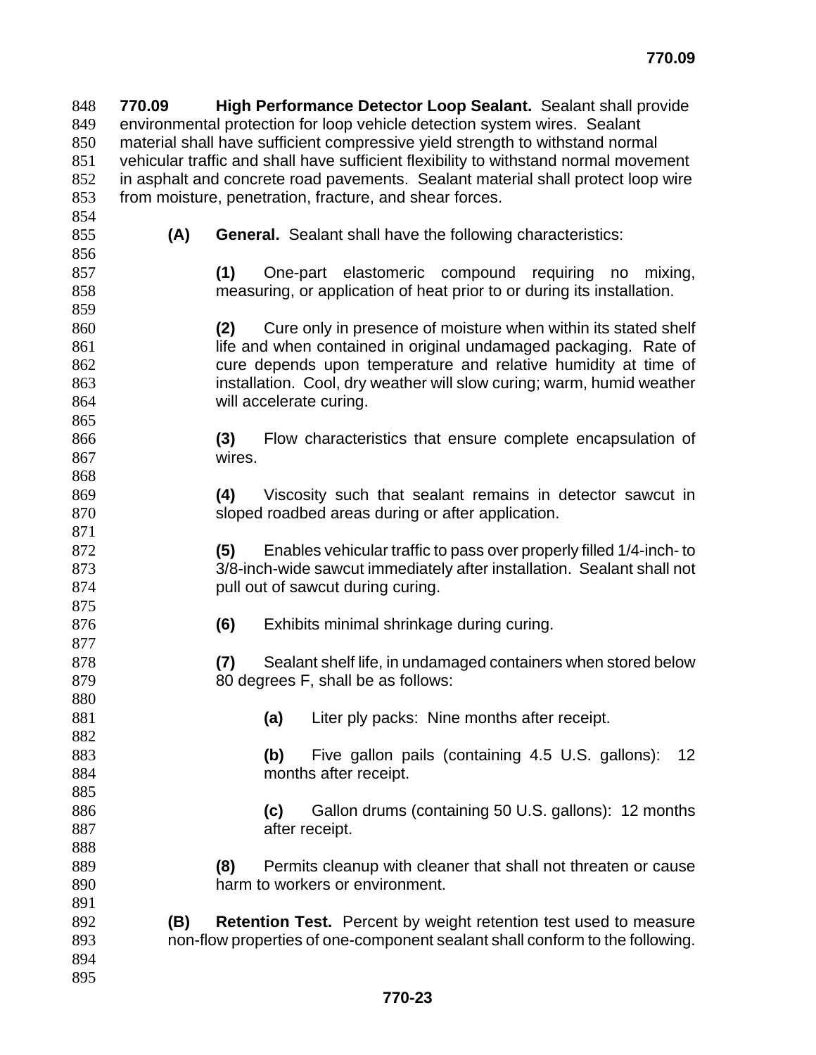**770.09 High Performance Detector Loop Sealant.** Sealant shall provide environmental protection for loop vehicle detection system wires. Sealant material shall have sufficient compressive yield strength to withstand normal vehicular traffic and shall have sufficient flexibility to withstand normal movement in asphalt and concrete road pavements. Sealant material shall protect loop wire from moisture, penetration, fracture, and shear forces.

**(A) General.** Sealant shall have the following characteristics:

**(1)** One-part elastomeric compound requiring no mixing, measuring, or application of heat prior to or during its installation.

**(2)** Cure only in presence of moisture when within its stated shelf life and when contained in original undamaged packaging. Rate of cure depends upon temperature and relative humidity at time of installation. Cool, dry weather will slow curing; warm, humid weather will accelerate curing.

**(3)** Flow characteristics that ensure complete encapsulation of wires.

**(4)** Viscosity such that sealant remains in detector sawcut in sloped roadbed areas during or after application.

**(5)** Enables vehicular traffic to pass over properly filled 1/4-inch- to 3/8-inch-wide sawcut immediately after installation. Sealant shall not pull out of sawcut during curing.

**(6)** Exhibits minimal shrinkage during curing.

**(7)** Sealant shelf life, in undamaged containers when stored below 80 degrees F, shall be as follows:

**(a)** Liter ply packs: Nine months after receipt.

**(b)** Five gallon pails (containing 4.5 U.S. gallons): 12 months after receipt.

**(c)** Gallon drums (containing 50 U.S. gallons): 12 months after receipt.

**(8)** Permits cleanup with cleaner that shall not threaten or cause harm to workers or environment.

**(B) Retention Test.** Percent by weight retention test used to measure non-flow properties of one-component sealant shall conform to the following.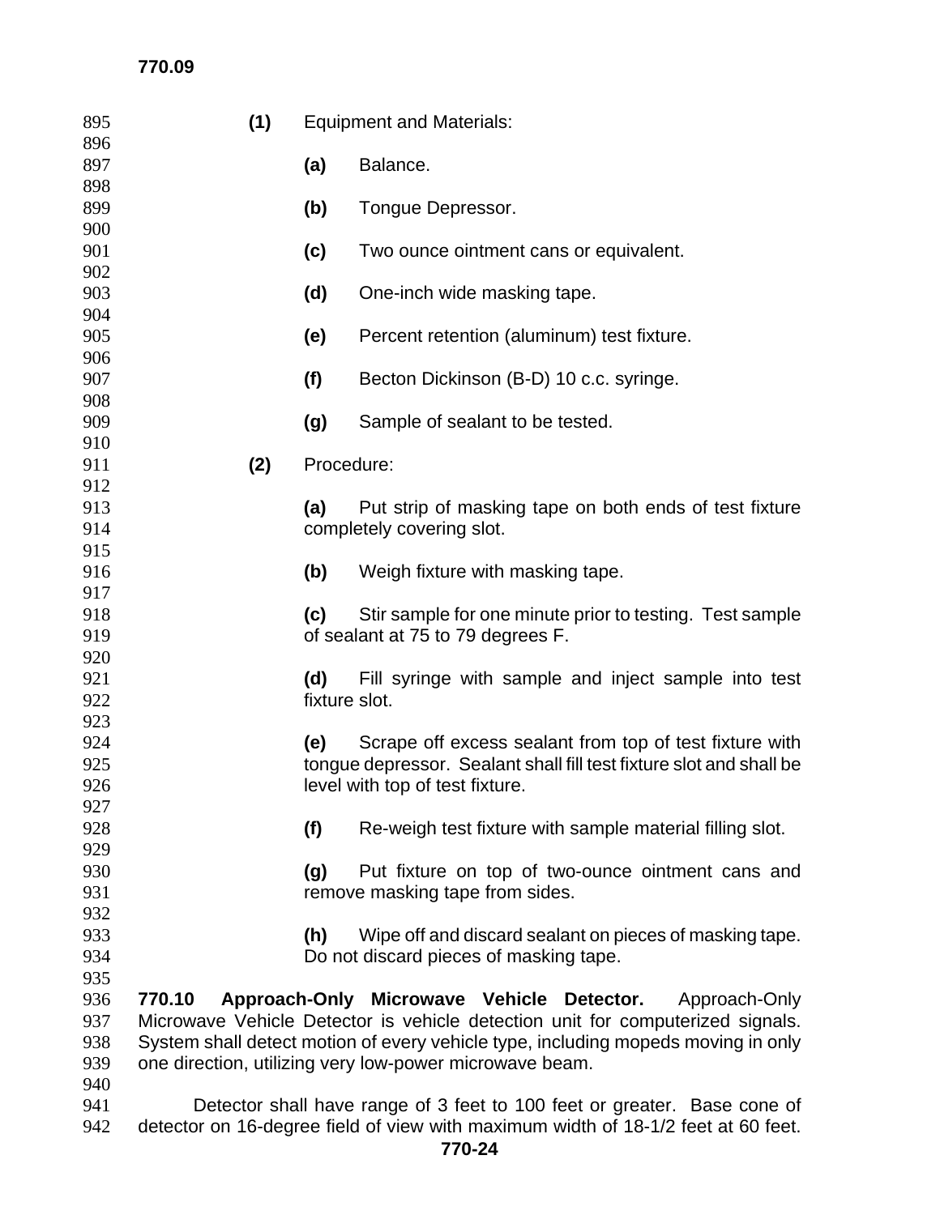**(1)** Equipment and Materials:

**(a)** Balance.

**(b)** Tongue Depressor.

**(c)** Two ounce ointment cans or equivalent.

**(d)** One-inch wide masking tape.

**(e)** Percent retention (aluminum) test fixture.

**(f)** Becton Dickinson (B-D) 10 c.c. syringe.

**(g)** Sample of sealant to be tested.

**(2)** Procedure:

**(a)** Put strip of masking tape on both ends of test fixture completely covering slot.

**(b)** Weigh fixture with masking tape.

**(c)** Stir sample for one minute prior to testing. Test sample of sealant at 75 to 79 degrees F.

**(d)** Fill syringe with sample and inject sample into test fixture slot.

**(e)** Scrape off excess sealant from top of test fixture with tongue depressor. Sealant shall fill test fixture slot and shall be level with top of test fixture.

**(f)** Re-weigh test fixture with sample material filling slot.

**(g)** Put fixture on top of two-ounce ointment cans and remove masking tape from sides.

**(h)** Wipe off and discard sealant on pieces of masking tape. Do not discard pieces of masking tape.

**770.10 Approach-Only Microwave Vehicle Detector.** Approach-Only Microwave Vehicle Detector is vehicle detection unit for computerized signals. System shall detect motion of every vehicle type, including mopeds moving in only one direction, utilizing very low-power microwave beam.

Detector shall have range of 3 feet to 100 feet or greater. Base cone of detector on 16-degree field of view with maximum width of 18-1/2 feet at 60 feet.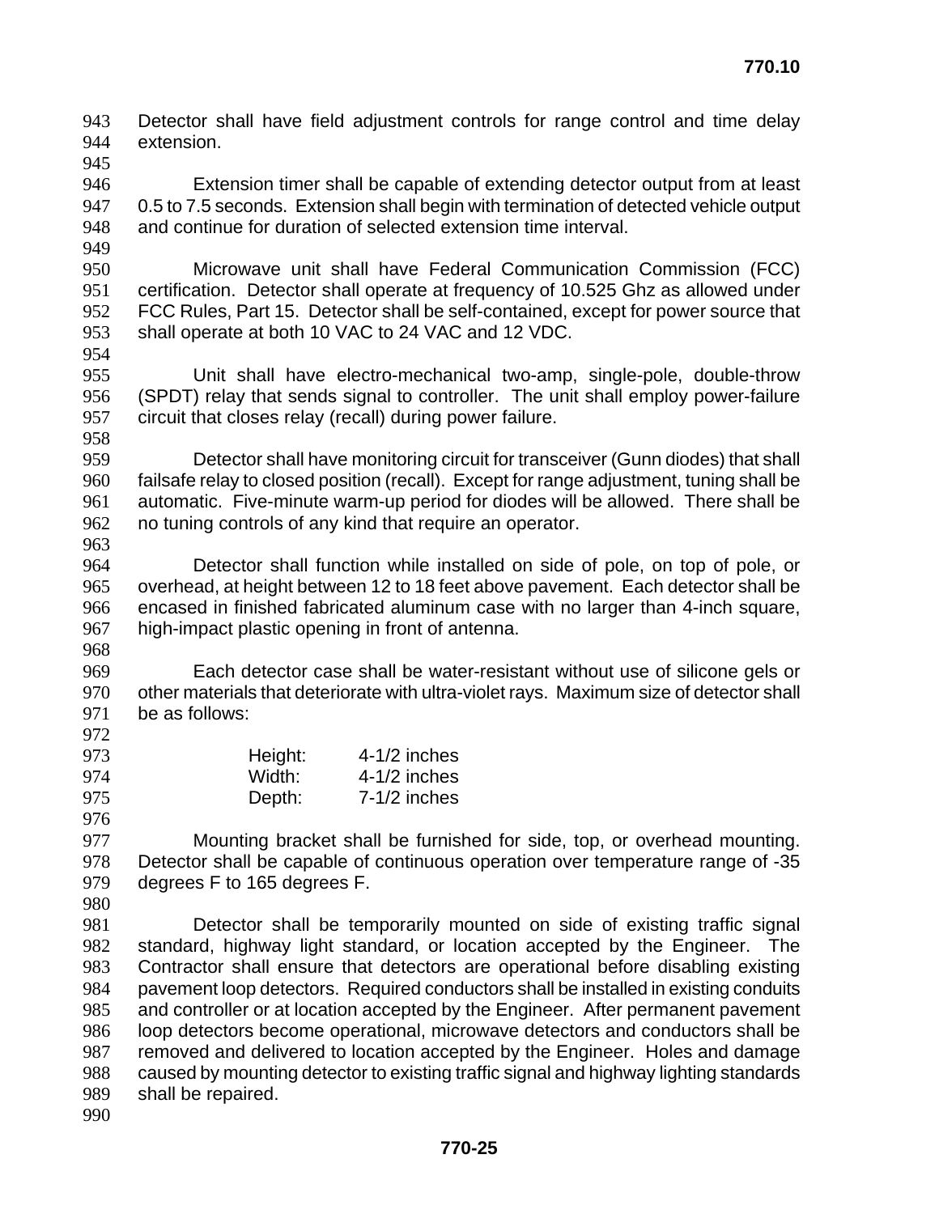Detector shall have field adjustment controls for range control and time delay extension.

Extension timer shall be capable of extending detector output from at least 0.5 to 7.5 seconds. Extension shall begin with termination of detected vehicle output and continue for duration of selected extension time interval.

Microwave unit shall have Federal Communication Commission (FCC) certification. Detector shall operate at frequency of 10.525 Ghz as allowed under FCC Rules, Part 15. Detector shall be self-contained, except for power source that shall operate at both 10 VAC to 24 VAC and 12 VDC.

Unit shall have electro-mechanical two-amp, single-pole, double-throw (SPDT) relay that sends signal to controller. The unit shall employ power-failure circuit that closes relay (recall) during power failure.

Detector shall have monitoring circuit for transceiver (Gunn diodes) that shall failsafe relay to closed position (recall). Except for range adjustment, tuning shall be automatic. Five-minute warm-up period for diodes will be allowed. There shall be no tuning controls of any kind that require an operator.

Detector shall function while installed on side of pole, on top of pole, or overhead, at height between 12 to 18 feet above pavement. Each detector shall be encased in finished fabricated aluminum case with no larger than 4-inch square, high-impact plastic opening in front of antenna.

Each detector case shall be water-resistant without use of silicone gels or other materials that deteriorate with ultra-violet rays. Maximum size of detector shall be as follows:

| | |
|---|---|
| Height: | 4-1/2 inches |
| Width: | 4-1/2 inches |
| Depth: | 7-1/2 inches |

Mounting bracket shall be furnished for side, top, or overhead mounting. Detector shall be capable of continuous operation over temperature range of -35 degrees F to 165 degrees F.

Detector shall be temporarily mounted on side of existing traffic signal standard, highway light standard, or location accepted by the Engineer. The Contractor shall ensure that detectors are operational before disabling existing pavement loop detectors. Required conductors shall be installed in existing conduits and controller or at location accepted by the Engineer. After permanent pavement loop detectors become operational, microwave detectors and conductors shall be removed and delivered to location accepted by the Engineer. Holes and damage caused by mounting detector to existing traffic signal and highway lighting standards shall be repaired.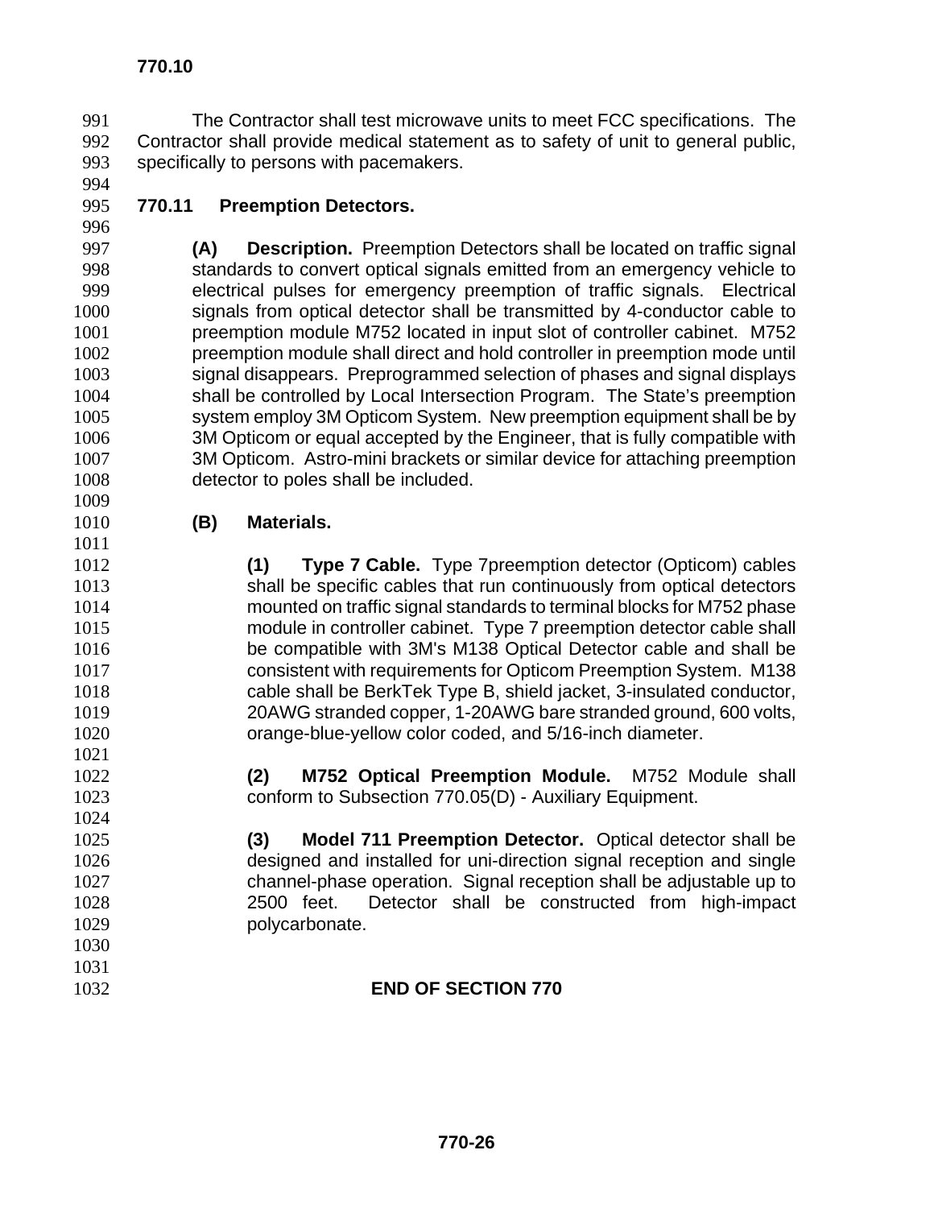The Contractor shall test microwave units to meet FCC specifications. The Contractor shall provide medical statement as to safety of unit to general public, specifically to persons with pacemakers.

## 770.11 Preemption Detectors.

**(A) Description.** Preemption Detectors shall be located on traffic signal standards to convert optical signals emitted from an emergency vehicle to electrical pulses for emergency preemption of traffic signals. Electrical signals from optical detector shall be transmitted by 4-conductor cable to preemption module M752 located in input slot of controller cabinet. M752 preemption module shall direct and hold controller in preemption mode until signal disappears. Preprogrammed selection of phases and signal displays shall be controlled by Local Intersection Program. The State's preemption system employ 3M Opticom System. New preemption equipment shall be by 3M Opticom or equal accepted by the Engineer, that is fully compatible with 3M Opticom. Astro-mini brackets or similar device for attaching preemption detector to poles shall be included.

**(B) Materials.**

**(1) Type 7 Cable.** Type 7preemption detector (Opticom) cables shall be specific cables that run continuously from optical detectors mounted on traffic signal standards to terminal blocks for M752 phase module in controller cabinet. Type 7 preemption detector cable shall be compatible with 3M's M138 Optical Detector cable and shall be consistent with requirements for Opticom Preemption System. M138 cable shall be BerkTek Type B, shield jacket, 3-insulated conductor, 20AWG stranded copper, 1-20AWG bare stranded ground, 600 volts, orange-blue-yellow color coded, and 5/16-inch diameter.

**(2) M752 Optical Preemption Module.** M752 Module shall conform to Subsection 770.05(D) - Auxiliary Equipment.

**(3) Model 711 Preemption Detector.** Optical detector shall be designed and installed for uni-direction signal reception and single channel-phase operation. Signal reception shall be adjustable up to 2500 feet. Detector shall be constructed from high-impact polycarbonate.

**END OF SECTION 770**